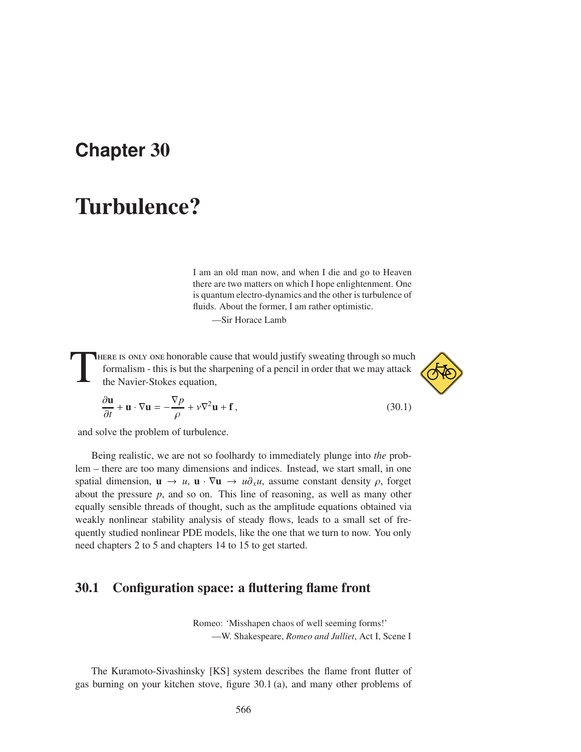# Chapter 30

# Turbulence?

> I am an old man now, and when I die and go to Heaven there are two matters on which I hope enlightenment. One is quantum electro-dynamics and the other is turbulence of fluids. About the former, I am rather optimistic.
>
> —Sir Horace Lamb

There is only one honorable cause that would justify sweating through so much formalism - this is but the sharpening of a pencil in order that we may attack the Navier-Stokes equation,

$$\frac{\partial \mathbf{u}}{\partial t} + \mathbf{u} \cdot \nabla \mathbf{u} = -\frac{\nabla p}{\rho} + \nu \nabla^2 \mathbf{u} + \mathbf{f}\,, \tag{30.1}$$

and solve the problem of turbulence.

Being realistic, we are not so foolhardy to immediately plunge into *the* problem – there are too many dimensions and indices. Instead, we start small, in one spatial dimension, $\mathbf{u} \to u$, $\mathbf{u} \cdot \nabla \mathbf{u} \to u \partial_x u$, assume constant density $\rho$, forget about the pressure $p$, and so on. This line of reasoning, as well as many other equally sensible threads of thought, such as the amplitude equations obtained via weakly nonlinear stability analysis of steady flows, leads to a small set of frequently studied nonlinear PDE models, like the one that we turn to now. You only need chapters 2 to 5 and chapters 14 to 15 to get started.

## 30.1 Configuration space: a fluttering flame front

> Romeo: 'Misshapen chaos of well seeming forms!'
>
> —W. Shakespeare, *Romeo and Julliet*, Act I, Scene I

The Kuramoto-Sivashinsky [KS] system describes the flame front flutter of gas burning on your kitchen stove, figure 30.1 (a), and many other problems of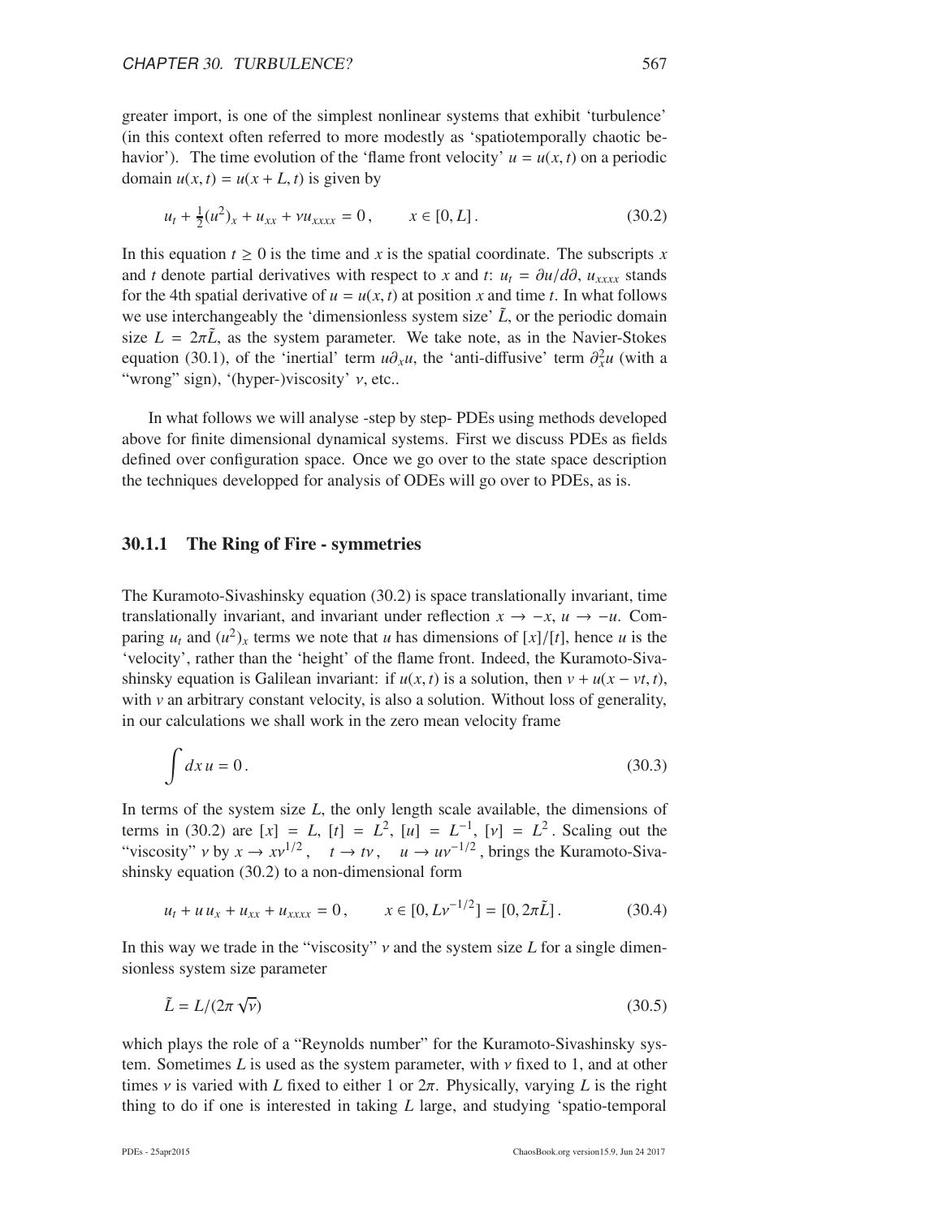greater import, is one of the simplest nonlinear systems that exhibit 'turbulence' (in this context often referred to more modestly as 'spatiotemporally chaotic behavior'). The time evolution of the 'flame front velocity' $u = u(x,t)$ on a periodic domain $u(x,t) = u(x+L,t)$ is given by

$$u_t + \frac{1}{2}(u^2)_x + u_{xx} + \nu u_{xxxx} = 0\,, \qquad x \in [0, L]\,. \tag{30.2}$$

In this equation $t \geq 0$ is the time and $x$ is the spatial coordinate. The subscripts $x$ and $t$ denote partial derivatives with respect to $x$ and $t$: $u_t = \partial u/d\partial$, $u_{xxxx}$ stands for the 4th spatial derivative of $u = u(x,t)$ at position $x$ and time $t$. In what follows we use interchangeably the 'dimensionless system size' $\tilde{L}$, or the periodic domain size $L = 2\pi\tilde{L}$, as the system parameter. We take note, as in the Navier-Stokes equation (30.1), of the 'inertial' term $u\partial_x u$, the 'anti-diffusive' term $\partial_x^2 u$ (with a "wrong" sign), '(hyper-)viscosity' $\nu$, etc..

In what follows we will analyse -step by step- PDEs using methods developed above for finite dimensional dynamical systems. First we discuss PDEs as fields defined over configuration space. Once we go over to the state space description the techniques developped for analysis of ODEs will go over to PDEs, as is.

### 30.1.1 The Ring of Fire - symmetries

The Kuramoto-Sivashinsky equation (30.2) is space translationally invariant, time translationally invariant, and invariant under reflection $x \to -x$, $u \to -u$. Comparing $u_t$ and $(u^2)_x$ terms we note that $u$ has dimensions of $[x]/[t]$, hence $u$ is the 'velocity', rather than the 'height' of the flame front. Indeed, the Kuramoto-Sivashinsky equation is Galilean invariant: if $u(x,t)$ is a solution, then $v + u(x - vt, t)$, with $v$ an arbitrary constant velocity, is also a solution. Without loss of generality, in our calculations we shall work in the zero mean velocity frame

$$\int dx\, u = 0\,. \tag{30.3}$$

In terms of the system size $L$, the only length scale available, the dimensions of terms in (30.2) are $[x] = L$, $[t] = L^2$, $[u] = L^{-1}$, $[\nu] = L^2$. Scaling out the "viscosity" $\nu$ by $x \to x\nu^{1/2}$, $\quad t \to t\nu$, $\quad u \to u\nu^{-1/2}$, brings the Kuramoto-Sivashinsky equation (30.2) to a non-dimensional form

$$u_t + u\,u_x + u_{xx} + u_{xxxx} = 0\,, \qquad x \in [0, L\nu^{-1/2}] = [0, 2\pi\tilde{L}]\,. \tag{30.4}$$

In this way we trade in the "viscosity" $\nu$ and the system size $L$ for a single dimensionless system size parameter

$$\tilde{L} = L/(2\pi\sqrt{\nu}) \tag{30.5}$$

which plays the role of a "Reynolds number" for the Kuramoto-Sivashinsky system. Sometimes $L$ is used as the system parameter, with $\nu$ fixed to 1, and at other times $\nu$ is varied with $L$ fixed to either 1 or $2\pi$. Physically, varying $L$ is the right thing to do if one is interested in taking $L$ large, and studying 'spatio-temporal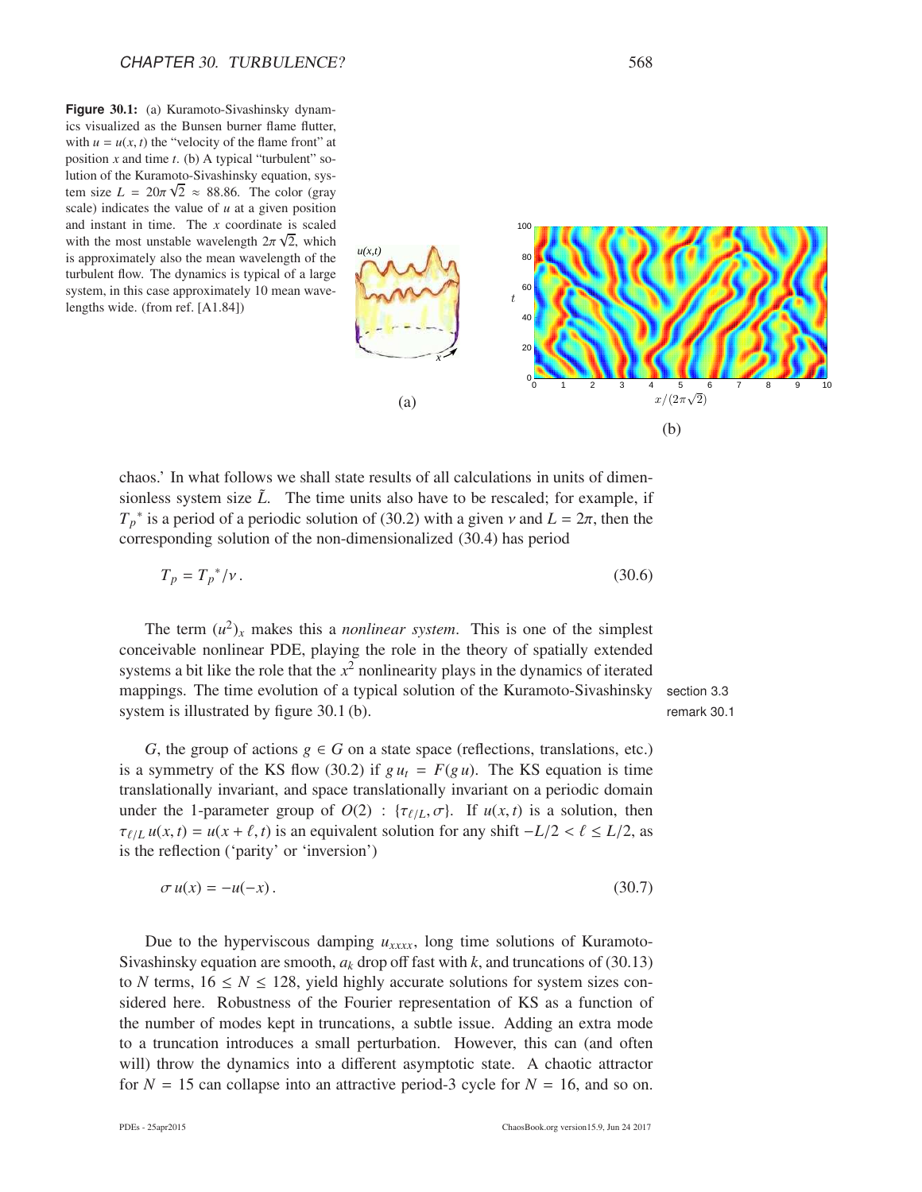**Figure 30.1:** (a) Kuramoto-Sivashinsky dynamics visualized as the Bunsen burner flame flutter, with $u = u(x,t)$ the "velocity of the flame front" at position $x$ and time $t$. (b) A typical "turbulent" solution of the Kuramoto-Sivashinsky equation, system size $L = 20\pi\sqrt{2} \approx 88.86$. The color (gray scale) indicates the value of $u$ at a given position and instant in time. The $x$ coordinate is scaled with the most unstable wavelength $2\pi\sqrt{2}$, which is approximately also the mean wavelength of the turbulent flow. The dynamics is typical of a large system, in this case approximately 10 mean wavelengths wide. (from ref. [A1.84])

chaos.' In what follows we shall state results of all calculations in units of dimensionless system size $\tilde{L}$. The time units also have to be rescaled; for example, if $T_p{}^*$ is a period of a periodic solution of (30.2) with a given $\nu$ and $L = 2\pi$, then the corresponding solution of the non-dimensionalized (30.4) has period

$$T_p = T_p{}^*/\nu \,. \tag{30.6}$$

The term $(u^2)_x$ makes this a *nonlinear system*. This is one of the simplest conceivable nonlinear PDE, playing the role in the theory of spatially extended systems a bit like the role that the $x^2$ nonlinearity plays in the dynamics of iterated mappings. The time evolution of a typical solution of the Kuramoto-Sivashinsky system is illustrated by figure 30.1 (b).

section 3.3
remark 30.1

$G$, the group of actions $g \in G$ on a state space (reflections, translations, etc.) is a symmetry of the KS flow (30.2) if $g\,u_t = F(g\,u)$. The KS equation is time translationally invariant, and space translationally invariant on a periodic domain under the 1-parameter group of $O(2)$ : $\{\tau_{\ell/L}, \sigma\}$. If $u(x,t)$ is a solution, then $\tau_{\ell/L}\,u(x,t) = u(x+\ell,t)$ is an equivalent solution for any shift $-L/2 < \ell \leq L/2$, as is the reflection ('parity' or 'inversion')

$$\sigma\,u(x) = -u(-x) \,. \tag{30.7}$$

Due to the hyperviscous damping $u_{xxxx}$, long time solutions of Kuramoto-Sivashinsky equation are smooth, $a_k$ drop off fast with $k$, and truncations of (30.13) to $N$ terms, $16 \leq N \leq 128$, yield highly accurate solutions for system sizes considered here. Robustness of the Fourier representation of KS as a function of the number of modes kept in truncations, a subtle issue. Adding an extra mode to a truncation introduces a small perturbation. However, this can (and often will) throw the dynamics into a different asymptotic state. A chaotic attractor for $N = 15$ can collapse into an attractive period-3 cycle for $N = 16$, and so on.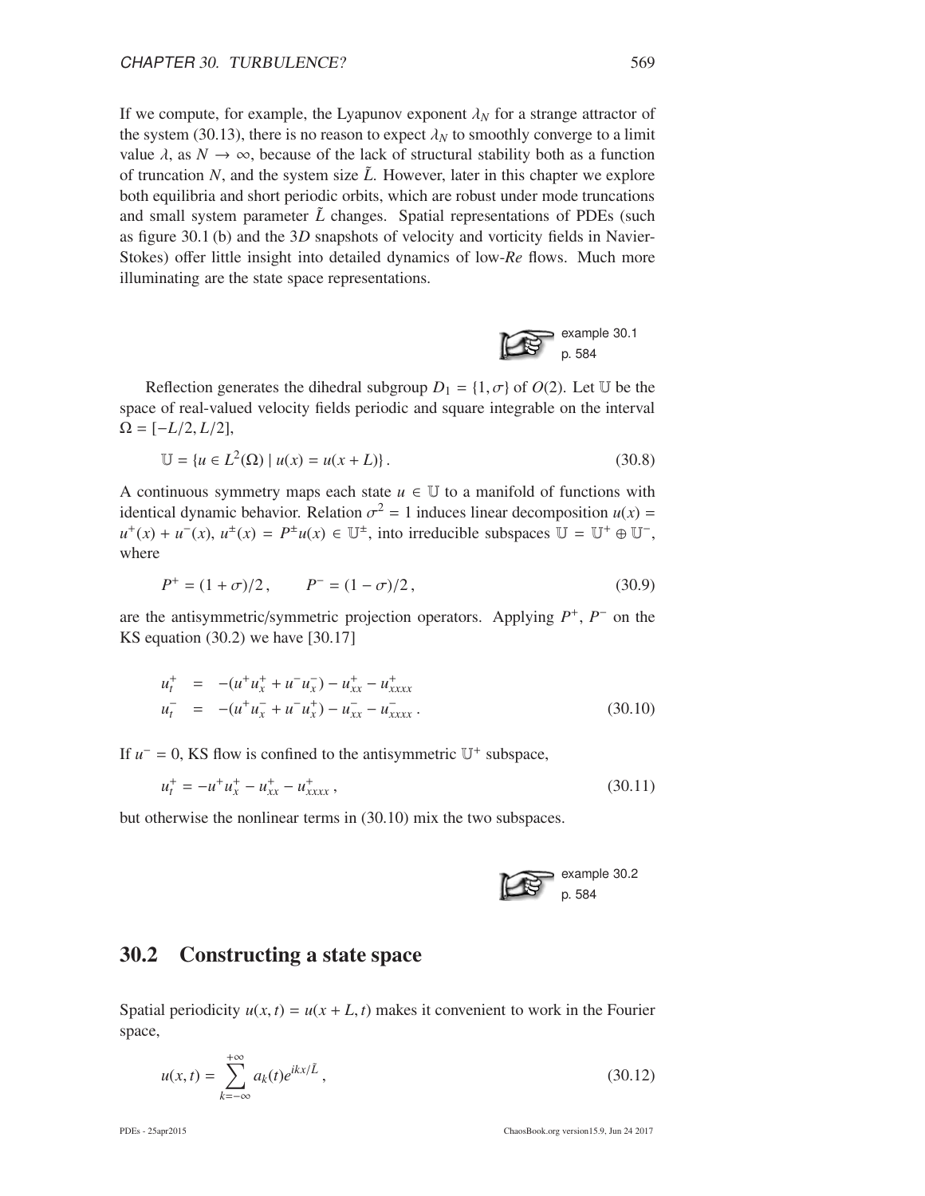If we compute, for example, the Lyapunov exponent $\lambda_N$ for a strange attractor of the system (30.13), there is no reason to expect $\lambda_N$ to smoothly converge to a limit value $\lambda$, as $N \to \infty$, because of the lack of structural stability both as a function of truncation $N$, and the system size $\tilde{L}$. However, later in this chapter we explore both equilibria and short periodic orbits, which are robust under mode truncations and small system parameter $\tilde{L}$ changes. Spatial representations of PDEs (such as figure 30.1 (b) and the 3*D* snapshots of velocity and vorticity fields in Navier-Stokes) offer little insight into detailed dynamics of low-*Re* flows. Much more illuminating are the state space representations.

example 30.1
p. 584

Reflection generates the dihedral subgroup $D_1 = \{1, \sigma\}$ of $O(2)$. Let $\mathbb{U}$ be the space of real-valued velocity fields periodic and square integrable on the interval $\Omega = [-L/2, L/2]$,

$$\mathbb{U} = \{u \in L^2(\Omega) \mid u(x) = u(x+L)\}\,. \tag{30.8}$$

A continuous symmetry maps each state $u \in \mathbb{U}$ to a manifold of functions with identical dynamic behavior. Relation $\sigma^2 = 1$ induces linear decomposition $u(x) = u^+(x) + u^-(x)$, $u^\pm(x) = P^\pm u(x) \in \mathbb{U}^\pm$, into irreducible subspaces $\mathbb{U} = \mathbb{U}^+ \oplus \mathbb{U}^-$, where

$$P^+ = (1+\sigma)/2\,, \qquad P^- = (1-\sigma)/2\,, \tag{30.9}$$

are the antisymmetric/symmetric projection operators. Applying $P^+$, $P^-$ on the KS equation (30.2) we have [30.17]

$$\begin{aligned} u_t^+ &= -(u^+u_x^+ + u^-u_x^-) - u_{xx}^+ - u_{xxxx}^+ \\ u_t^- &= -(u^+u_x^- + u^-u_x^+) - u_{xx}^- - u_{xxxx}^-\,. \end{aligned} \tag{30.10}$$

If $u^- = 0$, KS flow is confined to the antisymmetric $\mathbb{U}^+$ subspace,

$$u_t^+ = -u^+u_x^+ - u_{xx}^+ - u_{xxxx}^+\,, \tag{30.11}$$

but otherwise the nonlinear terms in (30.10) mix the two subspaces.

example 30.2
p. 584

## 30.2 Constructing a state space

Spatial periodicity $u(x,t) = u(x+L,t)$ makes it convenient to work in the Fourier space,

$$u(x,t) = \sum_{k=-\infty}^{+\infty} a_k(t) e^{ikx/\tilde{L}}\,, \tag{30.12}$$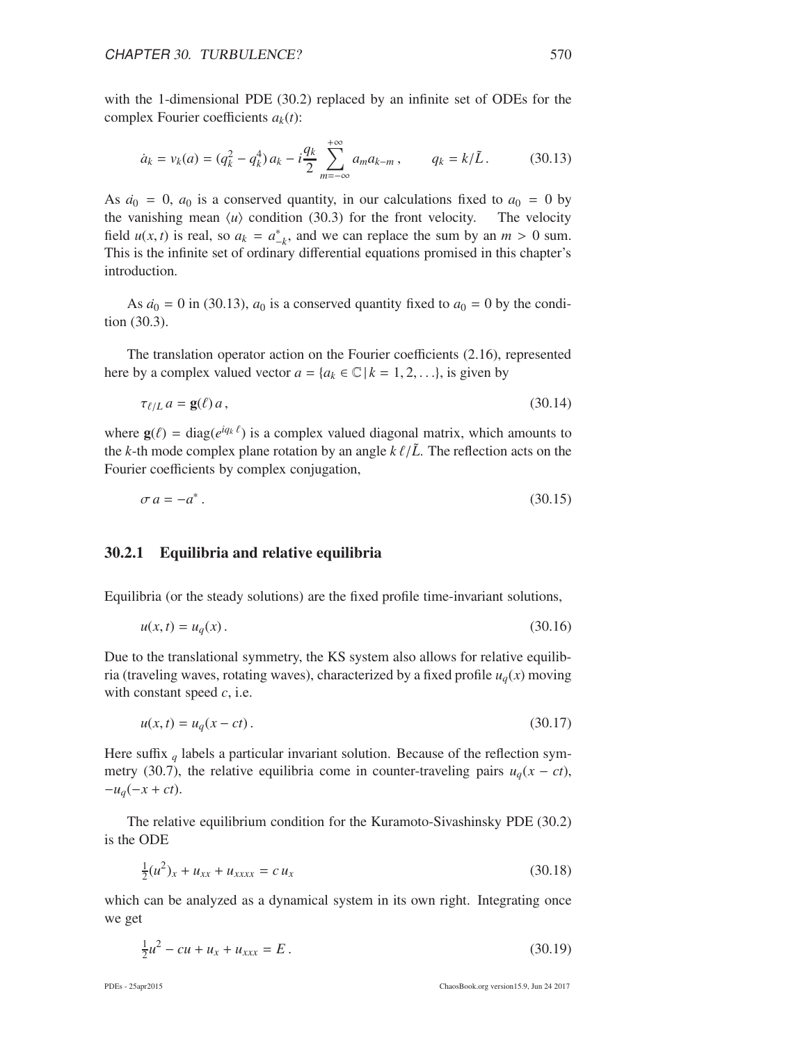with the 1-dimensional PDE (30.2) replaced by an infinite set of ODEs for the complex Fourier coefficients $a_k(t)$:

$$\dot{a}_k = v_k(a) = (q_k^2 - q_k^4)\, a_k - i\frac{q_k}{2} \sum_{m=-\infty}^{+\infty} a_m a_{k-m}\,, \qquad q_k = k/\tilde{L}\,. \tag{30.13}$$

As $\dot{a}_0 = 0$, $a_0$ is a conserved quantity, in our calculations fixed to $a_0 = 0$ by the vanishing mean $\langle u \rangle$ condition (30.3) for the front velocity. The velocity field $u(x,t)$ is real, so $a_k = a_{-k}^*$, and we can replace the sum by an $m > 0$ sum. This is the infinite set of ordinary differential equations promised in this chapter's introduction.

As $\dot{a}_0 = 0$ in (30.13), $a_0$ is a conserved quantity fixed to $a_0 = 0$ by the condition (30.3).

The translation operator action on the Fourier coefficients (2.16), represented here by a complex valued vector $a = \{a_k \in \mathbb{C} \,|\, k = 1, 2, \ldots\}$, is given by

$$\tau_{\ell/L}\, a = \mathbf{g}(\ell)\, a\,, \tag{30.14}$$

where $\mathbf{g}(\ell) = \mathrm{diag}(e^{iq_k\,\ell})$ is a complex valued diagonal matrix, which amounts to the $k$-th mode complex plane rotation by an angle $k\,\ell/\tilde{L}$. The reflection acts on the Fourier coefficients by complex conjugation,

$$\sigma\, a = -a^*\,. \tag{30.15}$$

### 30.2.1 Equilibria and relative equilibria

Equilibria (or the steady solutions) are the fixed profile time-invariant solutions,

$$u(x,t) = u_q(x)\,. \tag{30.16}$$

Due to the translational symmetry, the KS system also allows for relative equilibria (traveling waves, rotating waves), characterized by a fixed profile $u_q(x)$ moving with constant speed $c$, i.e.

$$u(x,t) = u_q(x - ct)\,. \tag{30.17}$$

Here suffix $_q$ labels a particular invariant solution. Because of the reflection symmetry (30.7), the relative equilibria come in counter-traveling pairs $u_q(x - ct)$, $-u_q(-x + ct)$.

The relative equilibrium condition for the Kuramoto-Sivashinsky PDE (30.2) is the ODE

$$\tfrac{1}{2}(u^2)_x + u_{xx} + u_{xxxx} = c\, u_x \tag{30.18}$$

which can be analyzed as a dynamical system in its own right. Integrating once we get

$$\tfrac{1}{2}u^2 - cu + u_x + u_{xxx} = E\,. \tag{30.19}$$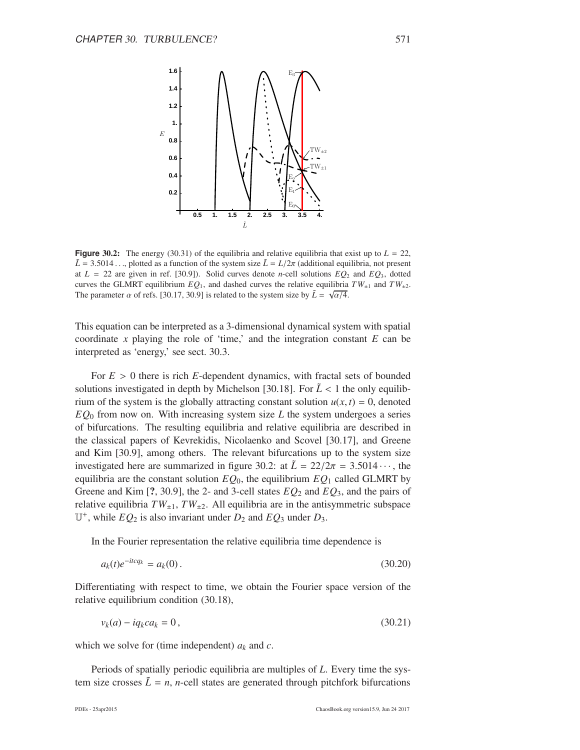**Figure 30.2:** The energy (30.31) of the equilibria and relative equilibria that exist up to $L = 22$, $\tilde{L} = 3.5014\ldots$, plotted as a function of the system size $\tilde{L} = L/2\pi$ (additional equilibria, not present at $L = 22$ are given in ref. [30.9]). Solid curves denote $n$-cell solutions $EQ_2$ and $EQ_3$, dotted curves the GLMRT equilibrium $EQ_1$, and dashed curves the relative equilibria $TW_{\pm 1}$ and $TW_{\pm 2}$. The parameter $\alpha$ of refs. [30.17, 30.9] is related to the system size by $\tilde{L} = \sqrt{\alpha/4}$.

This equation can be interpreted as a 3-dimensional dynamical system with spatial coordinate $x$ playing the role of 'time,' and the integration constant $E$ can be interpreted as 'energy,' see sect. 30.3.

For $E > 0$ there is rich $E$-dependent dynamics, with fractal sets of bounded solutions investigated in depth by Michelson [30.18]. For $\tilde{L} < 1$ the only equilibrium of the system is the globally attracting constant solution $u(x,t) = 0$, denoted $EQ_0$ from now on. With increasing system size $L$ the system undergoes a series of bifurcations. The resulting equilibria and relative equilibria are described in the classical papers of Kevrekidis, Nicolaenko and Scovel [30.17], and Greene and Kim [30.9], among others. The relevant bifurcations up to the system size investigated here are summarized in figure 30.2: at $\tilde{L} = 22/2\pi = 3.5014\cdots$, the equilibria are the constant solution $EQ_0$, the equilibrium $EQ_1$ called GLMRT by Greene and Kim [?, 30.9], the 2- and 3-cell states $EQ_2$ and $EQ_3$, and the pairs of relative equilibria $TW_{\pm 1}$, $TW_{\pm 2}$. All equilibria are in the antisymmetric subspace $\mathbb{U}^+$, while $EQ_2$ is also invariant under $D_2$ and $EQ_3$ under $D_3$.

In the Fourier representation the relative equilibria time dependence is

$$a_k(t)e^{-itcq_k} = a_k(0)\,. \tag{30.20}$$

Differentiating with respect to time, we obtain the Fourier space version of the relative equilibrium condition (30.18),

$$v_k(a) - iq_k c a_k = 0\,, \tag{30.21}$$

which we solve for (time independent) $a_k$ and $c$.

Periods of spatially periodic equilibria are multiples of $L$. Every time the system size crosses $\tilde{L} = n$, $n$-cell states are generated through pitchfork bifurcations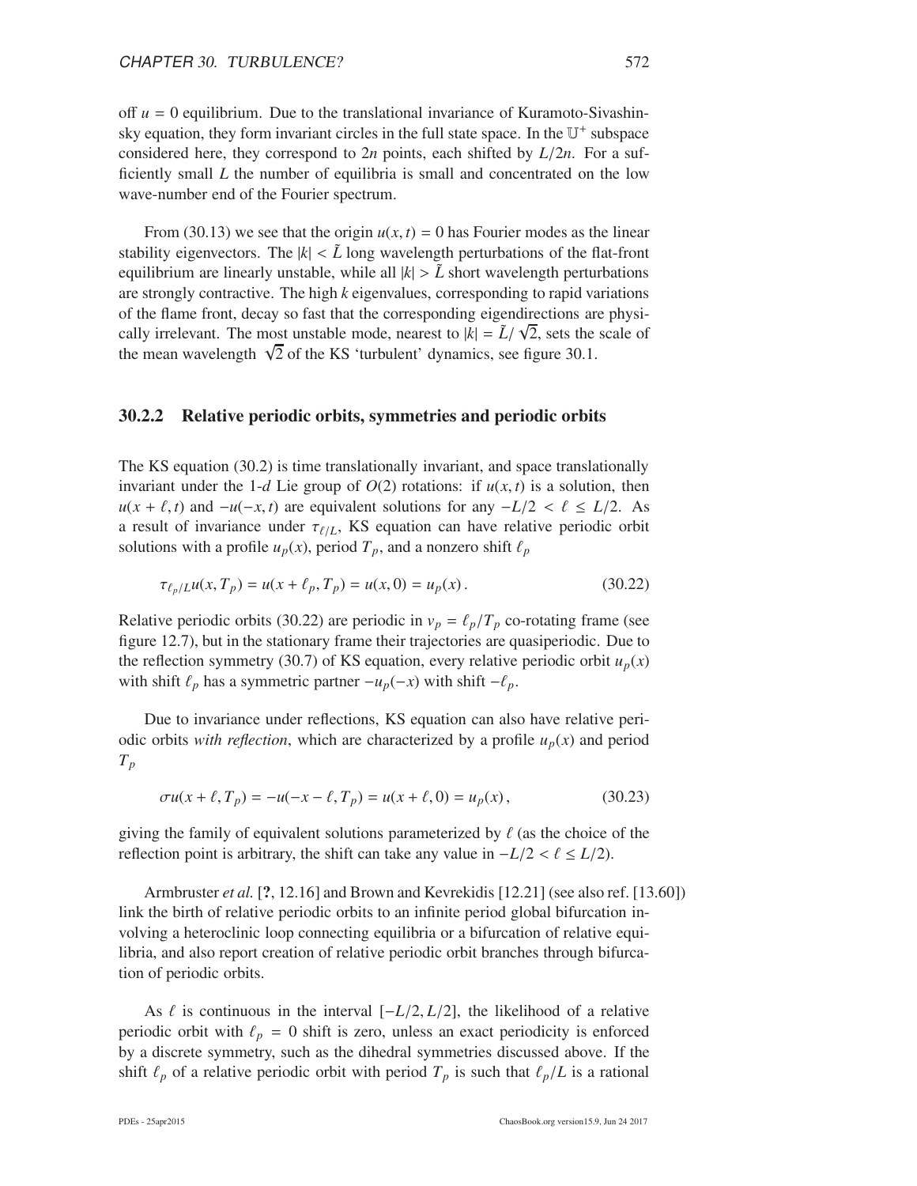off $u = 0$ equilibrium. Due to the translational invariance of Kuramoto-Sivashinsky equation, they form invariant circles in the full state space. In the $\mathbb{U}^+$ subspace considered here, they correspond to $2n$ points, each shifted by $L/2n$. For a sufficiently small $L$ the number of equilibria is small and concentrated on the low wave-number end of the Fourier spectrum.

From (30.13) we see that the origin $u(x,t) = 0$ has Fourier modes as the linear stability eigenvectors. The $|k| < \tilde{L}$ long wavelength perturbations of the flat-front equilibrium are linearly unstable, while all $|k| > \tilde{L}$ short wavelength perturbations are strongly contractive. The high $k$ eigenvalues, corresponding to rapid variations of the flame front, decay so fast that the corresponding eigendirections are physically irrelevant. The most unstable mode, nearest to $|k| = \tilde{L}/\sqrt{2}$, sets the scale of the mean wavelength $\sqrt{2}$ of the KS 'turbulent' dynamics, see figure 30.1.

### 30.2.2 Relative periodic orbits, symmetries and periodic orbits

The KS equation (30.2) is time translationally invariant, and space translationally invariant under the 1-$d$ Lie group of $O(2)$ rotations: if $u(x,t)$ is a solution, then $u(x+\ell,t)$ and $-u(-x,t)$ are equivalent solutions for any $-L/2 < \ell \leq L/2$. As a result of invariance under $\tau_{\ell/L}$, KS equation can have relative periodic orbit solutions with a profile $u_p(x)$, period $T_p$, and a nonzero shift $\ell_p$

$$\tau_{\ell_p/L} u(x, T_p) = u(x + \ell_p, T_p) = u(x, 0) = u_p(x) . \tag{30.22}$$

Relative periodic orbits (30.22) are periodic in $v_p = \ell_p/T_p$ co-rotating frame (see figure 12.7), but in the stationary frame their trajectories are quasiperiodic. Due to the reflection symmetry (30.7) of KS equation, every relative periodic orbit $u_p(x)$ with shift $\ell_p$ has a symmetric partner $-u_p(-x)$ with shift $-\ell_p$.

Due to invariance under reflections, KS equation can also have relative periodic orbits *with reflection*, which are characterized by a profile $u_p(x)$ and period $T_p$

$$\sigma u(x + \ell, T_p) = -u(-x - \ell, T_p) = u(x + \ell, 0) = u_p(x) , \tag{30.23}$$

giving the family of equivalent solutions parameterized by $\ell$ (as the choice of the reflection point is arbitrary, the shift can take any value in $-L/2 < \ell \leq L/2$).

Armbruster *et al.* [?, 12.16] and Brown and Kevrekidis [12.21] (see also ref. [13.60]) link the birth of relative periodic orbits to an infinite period global bifurcation involving a heteroclinic loop connecting equilibria or a bifurcation of relative equilibria, and also report creation of relative periodic orbit branches through bifurcation of periodic orbits.

As $\ell$ is continuous in the interval $[-L/2, L/2]$, the likelihood of a relative periodic orbit with $\ell_p = 0$ shift is zero, unless an exact periodicity is enforced by a discrete symmetry, such as the dihedral symmetries discussed above. If the shift $\ell_p$ of a relative periodic orbit with period $T_p$ is such that $\ell_p/L$ is a rational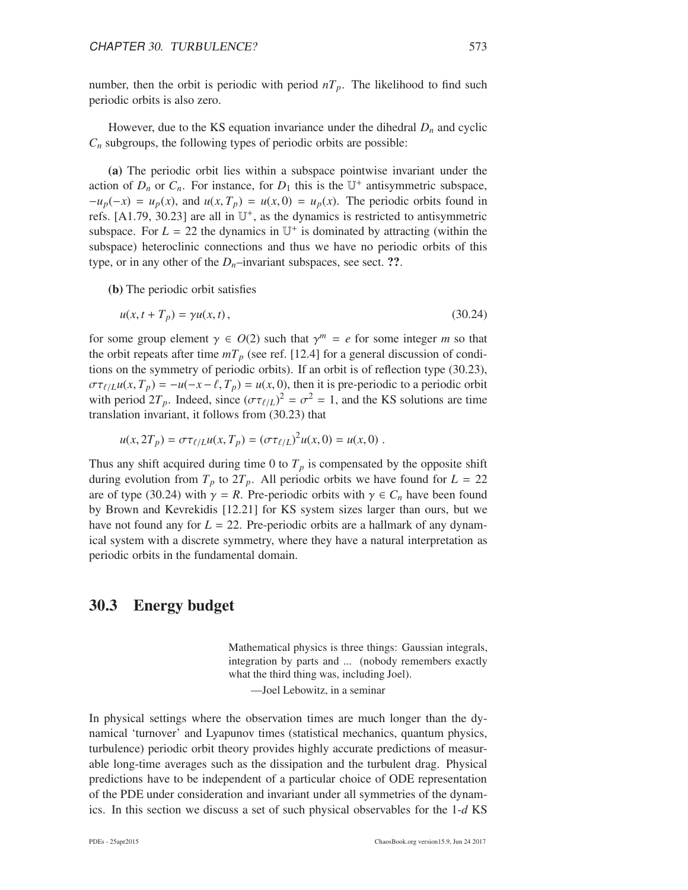number, then the orbit is periodic with period $nT_p$. The likelihood to find such periodic orbits is also zero.

However, due to the KS equation invariance under the dihedral $D_n$ and cyclic $C_n$ subgroups, the following types of periodic orbits are possible:

**(a)** The periodic orbit lies within a subspace pointwise invariant under the action of $D_n$ or $C_n$. For instance, for $D_1$ this is the $\mathbb{U}^+$ antisymmetric subspace, $-u_p(-x) = u_p(x)$, and $u(x, T_p) = u(x, 0) = u_p(x)$. The periodic orbits found in refs. [A1.79, 30.23] are all in $\mathbb{U}^+$, as the dynamics is restricted to antisymmetric subspace. For $L = 22$ the dynamics in $\mathbb{U}^+$ is dominated by attracting (within the subspace) heteroclinic connections and thus we have no periodic orbits of this type, or in any other of the $D_n$–invariant subspaces, see sect. **??**.

**(b)** The periodic orbit satisfies

$$u(x, t + T_p) = \gamma u(x, t) , \tag{30.24}$$

for some group element $\gamma \in O(2)$ such that $\gamma^m = e$ for some integer $m$ so that the orbit repeats after time $mT_p$ (see ref. [12.4] for a general discussion of conditions on the symmetry of periodic orbits). If an orbit is of reflection type (30.23), $\sigma\tau_{\ell/L} u(x, T_p) = -u(-x - \ell, T_p) = u(x, 0)$, then it is pre-periodic to a periodic orbit with period $2T_p$. Indeed, since $(\sigma\tau_{\ell/L})^2 = \sigma^2 = 1$, and the KS solutions are time translation invariant, it follows from (30.23) that

$$u(x, 2T_p) = \sigma\tau_{\ell/L} u(x, T_p) = (\sigma\tau_{\ell/L})^2 u(x, 0) = u(x, 0) .$$

Thus any shift acquired during time 0 to $T_p$ is compensated by the opposite shift during evolution from $T_p$ to $2T_p$. All periodic orbits we have found for $L = 22$ are of type (30.24) with $\gamma = R$. Pre-periodic orbits with $\gamma \in C_n$ have been found by Brown and Kevrekidis [12.21] for KS system sizes larger than ours, but we have not found any for $L = 22$. Pre-periodic orbits are a hallmark of any dynamical system with a discrete symmetry, where they have a natural interpretation as periodic orbits in the fundamental domain.

## 30.3 Energy budget

> Mathematical physics is three things: Gaussian integrals, integration by parts and ... (nobody remembers exactly what the third thing was, including Joel).
>
> —Joel Lebowitz, in a seminar

In physical settings where the observation times are much longer than the dynamical 'turnover' and Lyapunov times (statistical mechanics, quantum physics, turbulence) periodic orbit theory provides highly accurate predictions of measurable long-time averages such as the dissipation and the turbulent drag. Physical predictions have to be independent of a particular choice of ODE representation of the PDE under consideration and invariant under all symmetries of the dynamics. In this section we discuss a set of such physical observables for the 1-$d$ KS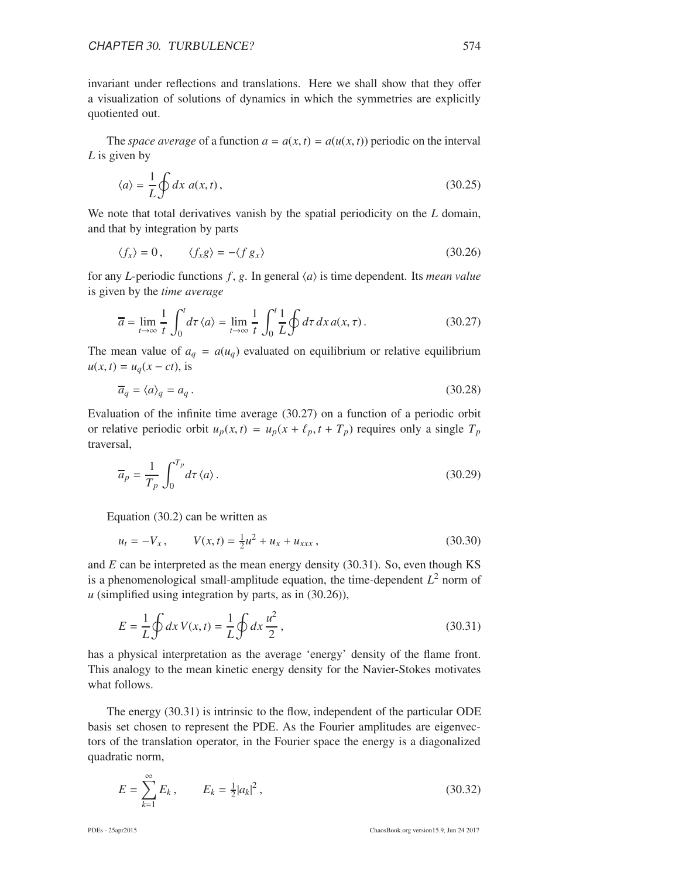invariant under reflections and translations. Here we shall show that they offer a visualization of solutions of dynamics in which the symmetries are explicitly quotiented out.

The *space average* of a function $a = a(x,t) = a(u(x,t))$ periodic on the interval $L$ is given by

$$\langle a \rangle = \frac{1}{L} \oint dx \; a(x,t) , \tag{30.25}$$

We note that total derivatives vanish by the spatial periodicity on the $L$ domain, and that by integration by parts

$$\langle f_x \rangle = 0 , \qquad \langle f_x g \rangle = -\langle f \, g_x \rangle \tag{30.26}$$

for any $L$-periodic functions $f$, $g$. In general $\langle a \rangle$ is time dependent. Its *mean value* is given by the *time average*

$$\overline{a} = \lim_{t \to \infty} \frac{1}{t} \int_0^t d\tau \, \langle a \rangle = \lim_{t \to \infty} \frac{1}{t} \int_0^t \frac{1}{L} \oint d\tau \, dx \, a(x,\tau) . \tag{30.27}$$

The mean value of $a_q = a(u_q)$ evaluated on equilibrium or relative equilibrium $u(x,t) = u_q(x - ct)$, is

$$\overline{a}_q = \langle a \rangle_q = a_q . \tag{30.28}$$

Evaluation of the infinite time average (30.27) on a function of a periodic orbit or relative periodic orbit $u_p(x,t) = u_p(x + \ell_p, t + T_p)$ requires only a single $T_p$ traversal,

$$\overline{a}_p = \frac{1}{T_p} \int_0^{T_p} d\tau \, \langle a \rangle . \tag{30.29}$$

Equation (30.2) can be written as

$$u_t = -V_x , \qquad V(x,t) = \tfrac{1}{2} u^2 + u_x + u_{xxx} , \tag{30.30}$$

and $E$ can be interpreted as the mean energy density (30.31). So, even though KS is a phenomenological small-amplitude equation, the time-dependent $L^2$ norm of $u$ (simplified using integration by parts, as in (30.26)),

$$E = \frac{1}{L} \oint dx \, V(x,t) = \frac{1}{L} \oint dx \, \frac{u^2}{2} , \tag{30.31}$$

has a physical interpretation as the average 'energy' density of the flame front. This analogy to the mean kinetic energy density for the Navier-Stokes motivates what follows.

The energy (30.31) is intrinsic to the flow, independent of the particular ODE basis set chosen to represent the PDE. As the Fourier amplitudes are eigenvectors of the translation operator, in the Fourier space the energy is a diagonalized quadratic norm,

$$E = \sum_{k=1}^{\infty} E_k , \qquad E_k = \tfrac{1}{2} |a_k|^2 , \tag{30.32}$$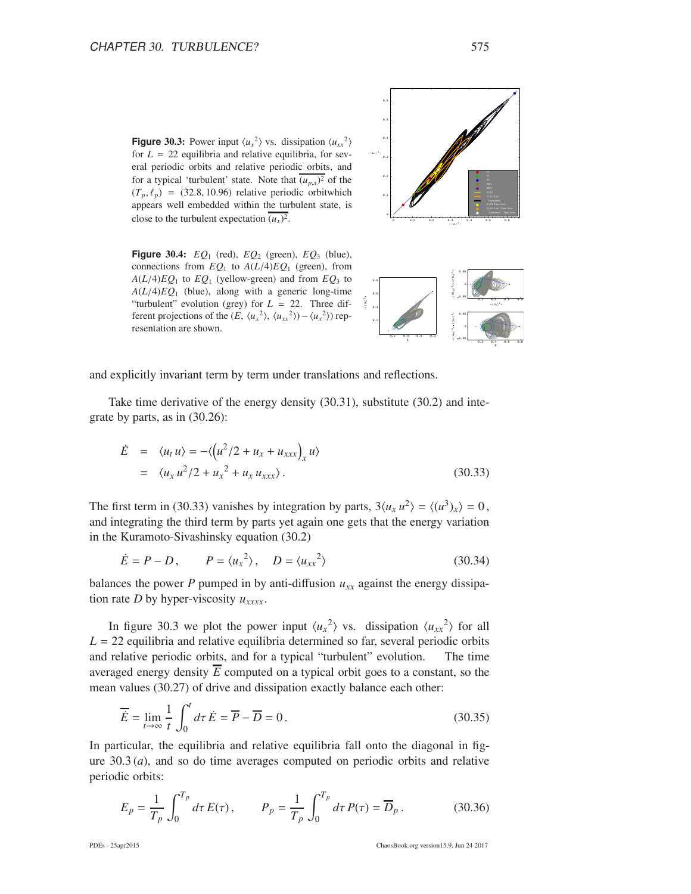**Figure 30.3:** Power input $\langle {u_x}^2 \rangle$ vs. dissipation $\langle {u_{xx}}^2 \rangle$ for $L = 22$ equilibria and relative equilibria, for several periodic orbits and relative periodic orbits, and for a typical 'turbulent' state. Note that $\overline{(u_{p,x})^2}$ of the $(T_p, \ell_p) = (32.8, 10.96)$ relative periodic orbitwhich appears well embedded within the turbulent state, is close to the turbulent expectation $\overline{(u_x)^2}$.

**Figure 30.4:** $EQ_1$ (red), $EQ_2$ (green), $EQ_3$ (blue), connections from $EQ_1$ to $A(L/4)EQ_1$ (green), from $A(L/4)EQ_1$ to $EQ_1$ (yellow-green) and from $EQ_3$ to $A(L/4)EQ_1$ (blue), along with a generic long-time "turbulent" evolution (grey) for $L = 22$. Three different projections of the $(E, \langle {u_x}^2 \rangle, \langle {u_{xx}}^2 \rangle) - \langle {u_x}^2 \rangle)$ representation are shown.

and explicitly invariant term by term under translations and reflections.

Take time derivative of the energy density (30.31), substitute (30.2) and integrate by parts, as in (30.26):

$$
\begin{aligned}
\dot{E} &= \langle u_t \, u \rangle = -\langle \left( u^2/2 + u_x + u_{xxx} \right)_x u \rangle \\
&= \langle u_x \, u^2/2 + {u_x}^2 + u_x \, u_{xxx} \rangle \, .
\end{aligned}
\tag{30.33}
$$

The first term in (30.33) vanishes by integration by parts, $3\langle u_x \, u^2 \rangle = \langle (u^3)_x \rangle = 0$, and integrating the third term by parts yet again one gets that the energy variation in the Kuramoto-Sivashinsky equation (30.2)

$$
\dot{E} = P - D \, , \qquad P = \langle {u_x}^2 \rangle \, , \quad D = \langle {u_{xx}}^2 \rangle
\tag{30.34}
$$

balances the power $P$ pumped in by anti-diffusion $u_{xx}$ against the energy dissipation rate $D$ by hyper-viscosity $u_{xxxx}$.

In figure 30.3 we plot the power input $\langle {u_x}^2 \rangle$ vs. dissipation $\langle {u_{xx}}^2 \rangle$ for all $L = 22$ equilibria and relative equilibria determined so far, several periodic orbits and relative periodic orbits, and for a typical "turbulent" evolution. The time averaged energy density $\overline{E}$ computed on a typical orbit goes to a constant, so the mean values (30.27) of drive and dissipation exactly balance each other:

$$
\overline{\dot{E}} = \lim_{t \to \infty} \frac{1}{t} \int_0^t d\tau \, \dot{E} = \overline{P} - \overline{D} = 0 \, .
\tag{30.35}
$$

In particular, the equilibria and relative equilibria fall onto the diagonal in figure 30.3 (*a*), and so do time averages computed on periodic orbits and relative periodic orbits:

$$
E_p = \frac{1}{T_p} \int_0^{T_p} d\tau \, E(\tau) \, , \qquad P_p = \frac{1}{T_p} \int_0^{T_p} d\tau \, P(\tau) = \overline{D}_p \, .
\tag{30.36}
$$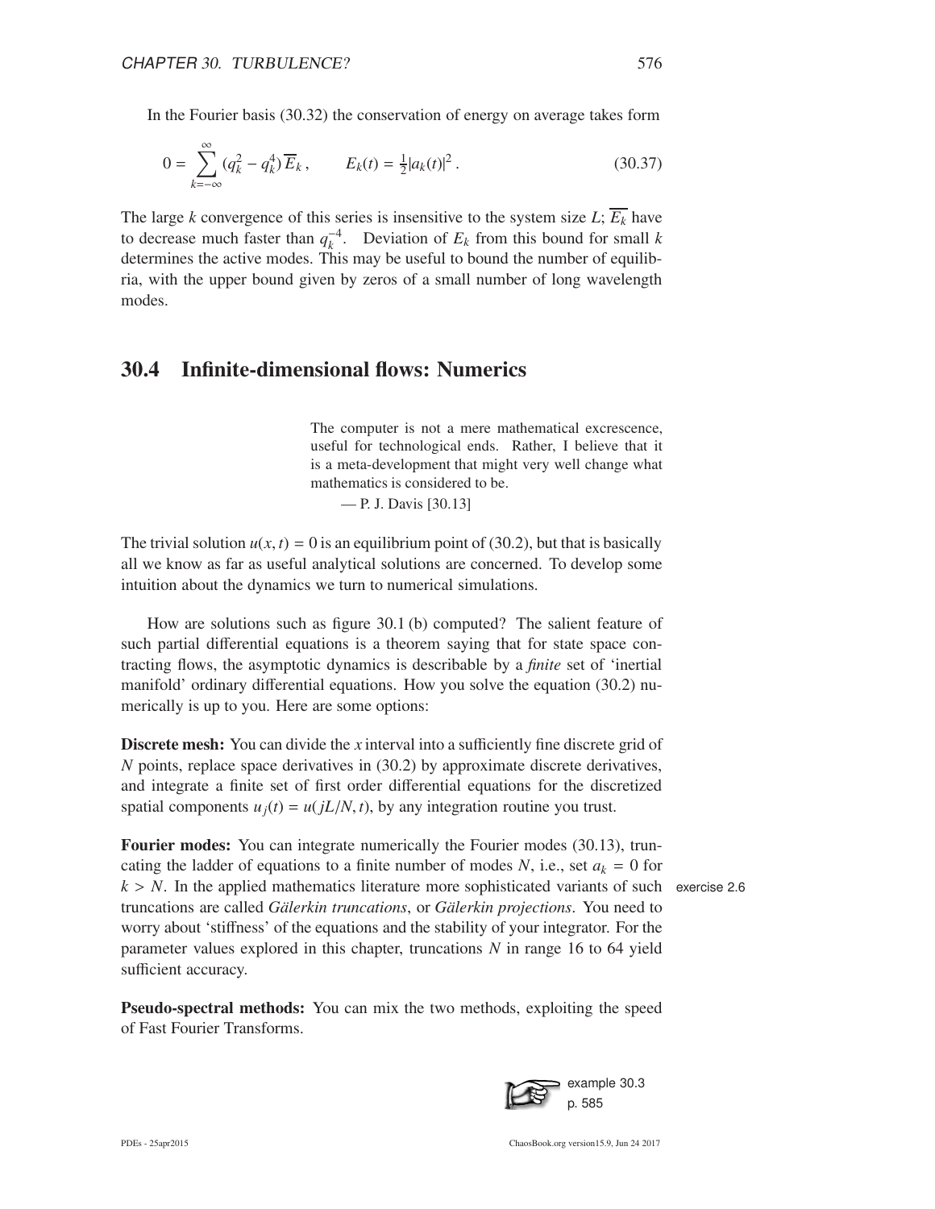In the Fourier basis (30.32) the conservation of energy on average takes form

$$0 = \sum_{k=-\infty}^{\infty} (q_k^2 - q_k^4)\, \overline{E}_k \,, \qquad E_k(t) = \tfrac{1}{2}|a_k(t)|^2 \,. \tag{30.37}$$

The large $k$ convergence of this series is insensitive to the system size $L$; $\overline{E_k}$ have to decrease much faster than $q_k^{-4}$. Deviation of $E_k$ from this bound for small $k$ determines the active modes. This may be useful to bound the number of equilibria, with the upper bound given by zeros of a small number of long wavelength modes.

## 30.4 Infinite-dimensional flows: Numerics

> The computer is not a mere mathematical excrescence, useful for technological ends. Rather, I believe that it is a meta-development that might very well change what mathematics is considered to be.
>
> — P. J. Davis [30.13]

The trivial solution $u(x, t) = 0$ is an equilibrium point of (30.2), but that is basically all we know as far as useful analytical solutions are concerned. To develop some intuition about the dynamics we turn to numerical simulations.

How are solutions such as figure 30.1 (b) computed? The salient feature of such partial differential equations is a theorem saying that for state space contracting flows, the asymptotic dynamics is describable by a *finite* set of 'inertial manifold' ordinary differential equations. How you solve the equation (30.2) numerically is up to you. Here are some options:

**Discrete mesh:** You can divide the $x$ interval into a sufficiently fine discrete grid of $N$ points, replace space derivatives in (30.2) by approximate discrete derivatives, and integrate a finite set of first order differential equations for the discretized spatial components $u_j(t) = u(jL/N, t)$, by any integration routine you trust.

**Fourier modes:** You can integrate numerically the Fourier modes (30.13), truncating the ladder of equations to a finite number of modes $N$, i.e., set $a_k = 0$ for $k > N$. In the applied mathematics literature more sophisticated variants of such truncations are called *Gälerkin truncations*, or *Gälerkin projections*. You need to worry about 'stiffness' of the equations and the stability of your integrator. For the parameter values explored in this chapter, truncations $N$ in range 16 to 64 yield sufficient accuracy.

exercise 2.6

**Pseudo-spectral methods:** You can mix the two methods, exploiting the speed of Fast Fourier Transforms.

example 30.3 p. 585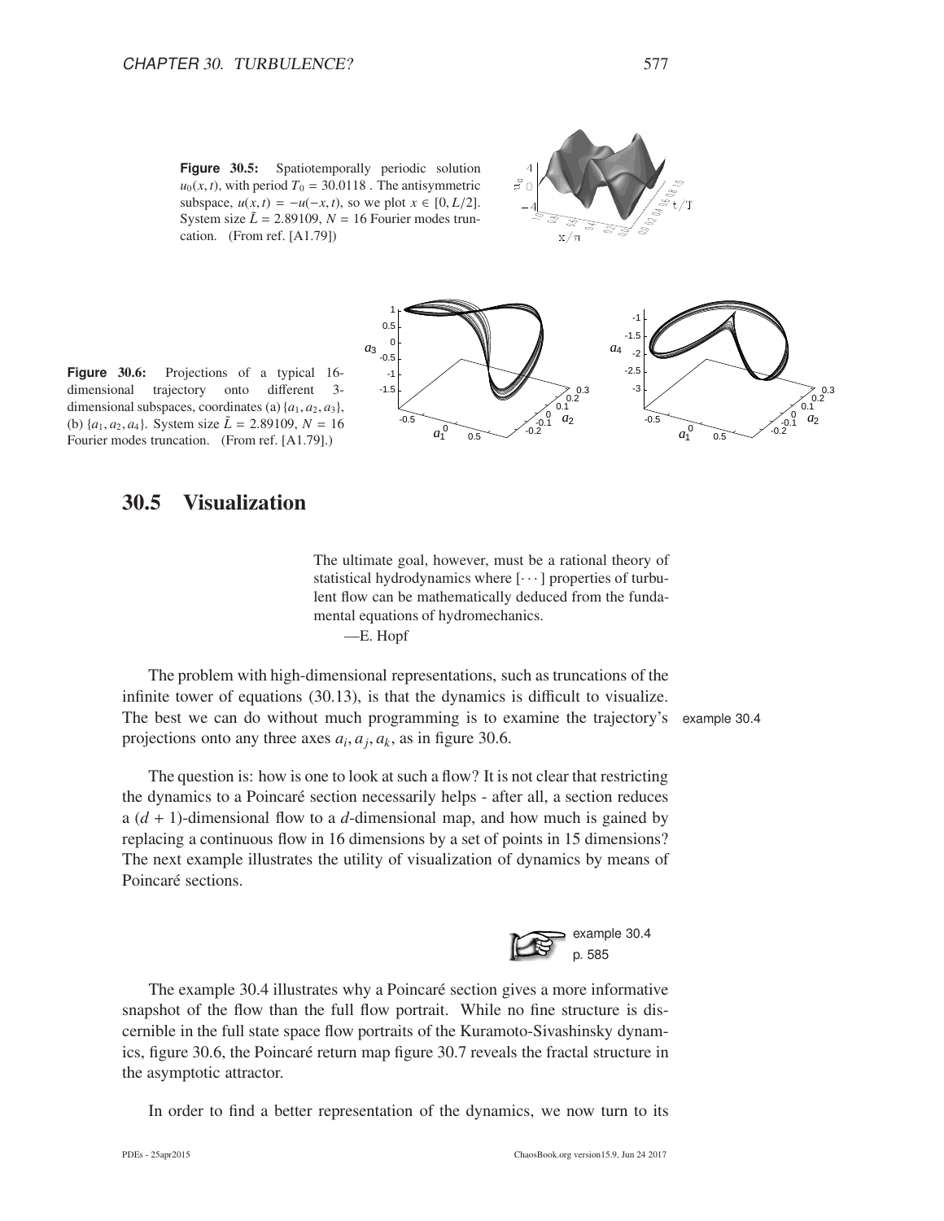**Figure 30.5:** Spatiotemporally periodic solution $u_0(x, t)$, with period $T_0 = 30.0118$ . The antisymmetric subspace, $u(x, t) = -u(-x, t)$, so we plot $x \in [0, L/2]$. System size $\tilde{L} = 2.89109$, $N = 16$ Fourier modes truncation. (From ref. [A1.79])

**Figure 30.6:** Projections of a typical 16-dimensional trajectory onto different 3-dimensional subspaces, coordinates (a) $\{a_1, a_2, a_3\}$, (b) $\{a_1, a_2, a_4\}$. System size $\tilde{L} = 2.89109$, $N = 16$ Fourier modes truncation. (From ref. [A1.79].)

## 30.5 Visualization

> The ultimate goal, however, must be a rational theory of statistical hydrodynamics where [$\cdots$] properties of turbulent flow can be mathematically deduced from the fundamental equations of hydromechanics.
>
> —E. Hopf

The problem with high-dimensional representations, such as truncations of the infinite tower of equations (30.13), is that the dynamics is difficult to visualize. The best we can do without much programming is to examine the trajectory's projections onto any three axes $a_i, a_j, a_k$, as in figure 30.6.

example 30.4

The question is: how is one to look at such a flow? It is not clear that restricting the dynamics to a Poincaré section necessarily helps - after all, a section reduces a $(d + 1)$-dimensional flow to a $d$-dimensional map, and how much is gained by replacing a continuous flow in 16 dimensions by a set of points in 15 dimensions? The next example illustrates the utility of visualization of dynamics by means of Poincaré sections.

example 30.4
p. 585

The example 30.4 illustrates why a Poincaré section gives a more informative snapshot of the flow than the full flow portrait. While no fine structure is discernible in the full state space flow portraits of the Kuramoto-Sivashinsky dynamics, figure 30.6, the Poincaré return map figure 30.7 reveals the fractal structure in the asymptotic attractor.

In order to find a better representation of the dynamics, we now turn to its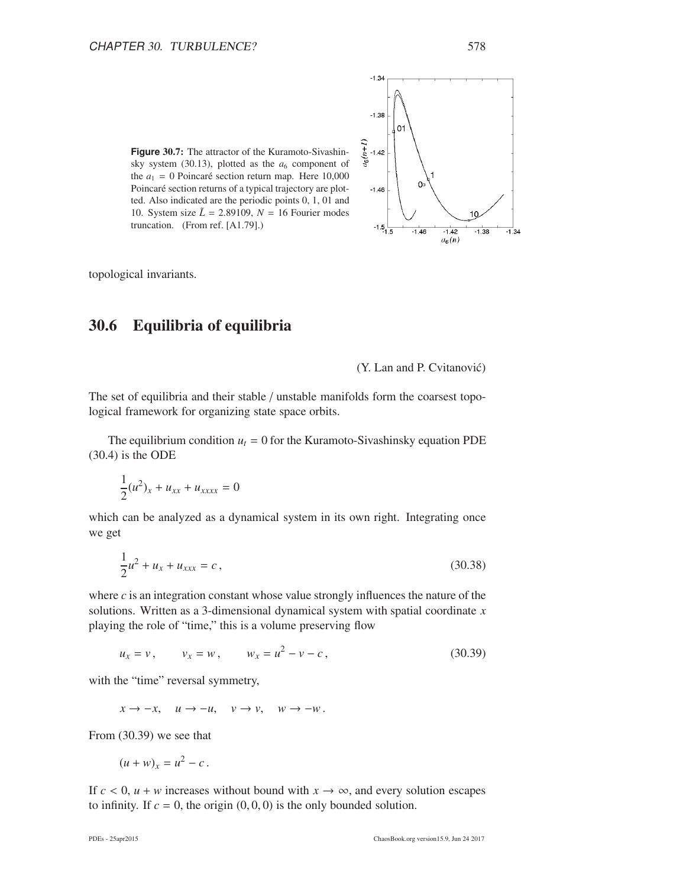**Figure 30.7:** The attractor of the Kuramoto-Sivashinsky system (30.13), plotted as the $a_6$ component of the $a_1 = 0$ Poincaré section return map. Here 10,000 Poincaré section returns of a typical trajectory are plotted. Also indicated are the periodic points 0, 1, 01 and 10. System size $\tilde{L} = 2.89109$, $N = 16$ Fourier modes truncation. (From ref. [A1.79].)

topological invariants.

## 30.6 Equilibria of equilibria

(Y. Lan and P. Cvitanović)

The set of equilibria and their stable / unstable manifolds form the coarsest topological framework for organizing state space orbits.

The equilibrium condition $u_t = 0$ for the Kuramoto-Sivashinsky equation PDE (30.4) is the ODE

$$\frac{1}{2}(u^2)_x + u_{xx} + u_{xxxx} = 0$$

which can be analyzed as a dynamical system in its own right. Integrating once we get

$$\frac{1}{2}u^2 + u_x + u_{xxx} = c\,, \tag{30.38}$$

where $c$ is an integration constant whose value strongly influences the nature of the solutions. Written as a 3-dimensional dynamical system with spatial coordinate $x$ playing the role of "time," this is a volume preserving flow

$$u_x = v\,, \qquad v_x = w\,, \qquad w_x = u^2 - v - c\,, \tag{30.39}$$

with the "time" reversal symmetry,

$$x \to -x, \quad u \to -u, \quad v \to v, \quad w \to -w\,.$$

From (30.39) we see that

$$(u + w)_x = u^2 - c\,.$$

If $c < 0$, $u + w$ increases without bound with $x \to \infty$, and every solution escapes to infinity. If $c = 0$, the origin $(0, 0, 0)$ is the only bounded solution.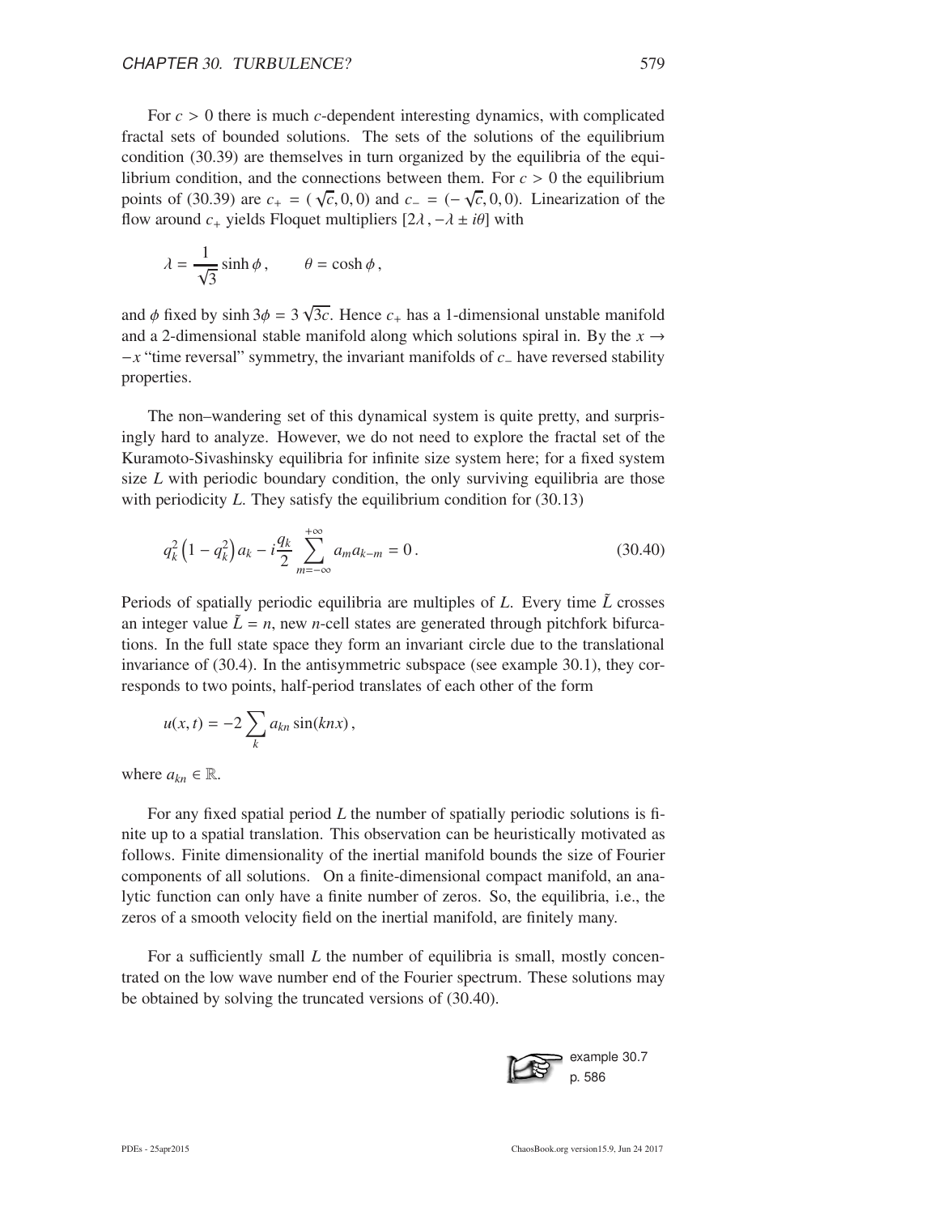For $c > 0$ there is much $c$-dependent interesting dynamics, with complicated fractal sets of bounded solutions. The sets of the solutions of the equilibrium condition (30.39) are themselves in turn organized by the equilibria of the equilibrium condition, and the connections between them. For $c > 0$ the equilibrium points of (30.39) are $c_+ = (\sqrt{c}, 0, 0)$ and $c_- = (-\sqrt{c}, 0, 0)$. Linearization of the flow around $c_+$ yields Floquet multipliers $[2\lambda\,, -\lambda \pm i\theta]$ with

$$\lambda = \frac{1}{\sqrt{3}} \sinh \phi\,, \qquad \theta = \cosh \phi\,,$$

and $\phi$ fixed by $\sinh 3\phi = 3\sqrt{3c}$. Hence $c_+$ has a 1-dimensional unstable manifold and a 2-dimensional stable manifold along which solutions spiral in. By the $x \to -x$ "time reversal" symmetry, the invariant manifolds of $c_-$ have reversed stability properties.

The non–wandering set of this dynamical system is quite pretty, and surprisingly hard to analyze. However, we do not need to explore the fractal set of the Kuramoto-Sivashinsky equilibria for infinite size system here; for a fixed system size $L$ with periodic boundary condition, the only surviving equilibria are those with periodicity $L$. They satisfy the equilibrium condition for (30.13)

$$q_k^2 \left(1 - q_k^2\right) a_k - i \frac{q_k}{2} \sum_{m=-\infty}^{+\infty} a_m a_{k-m} = 0\,. \tag{30.40}$$

Periods of spatially periodic equilibria are multiples of $L$. Every time $\tilde{L}$ crosses an integer value $\tilde{L} = n$, new $n$-cell states are generated through pitchfork bifurcations. In the full state space they form an invariant circle due to the translational invariance of (30.4). In the antisymmetric subspace (see example 30.1), they corresponds to two points, half-period translates of each other of the form

$$u(x,t) = -2 \sum_k a_{kn} \sin(knx)\,,$$

where $a_{kn} \in \mathbb{R}$.

For any fixed spatial period $L$ the number of spatially periodic solutions is finite up to a spatial translation. This observation can be heuristically motivated as follows. Finite dimensionality of the inertial manifold bounds the size of Fourier components of all solutions. On a finite-dimensional compact manifold, an analytic function can only have a finite number of zeros. So, the equilibria, i.e., the zeros of a smooth velocity field on the inertial manifold, are finitely many.

For a sufficiently small $L$ the number of equilibria is small, mostly concentrated on the low wave number end of the Fourier spectrum. These solutions may be obtained by solving the truncated versions of (30.40).

example 30.7
p. 586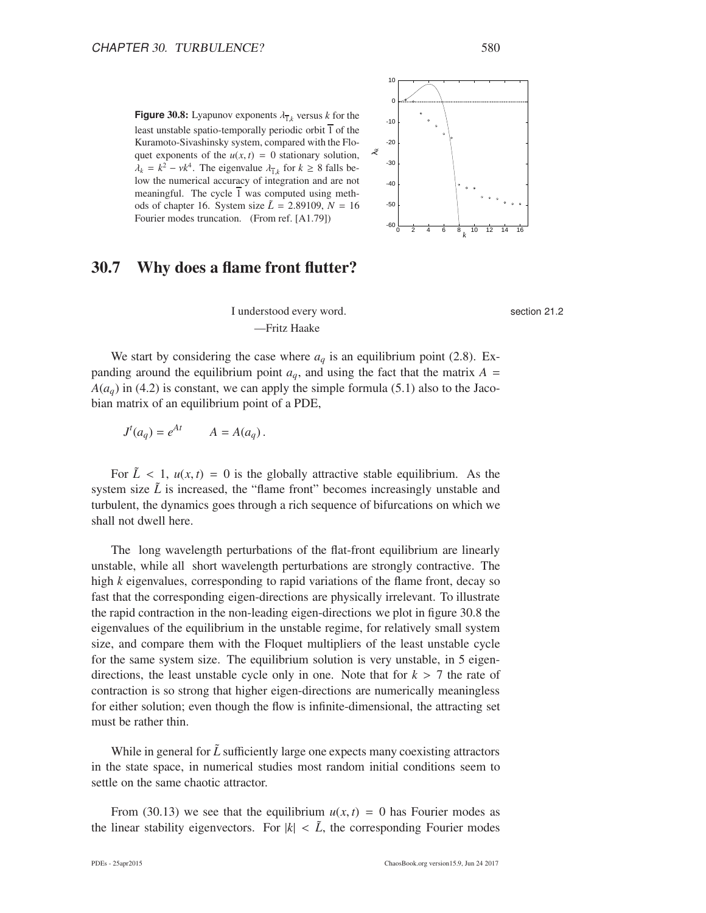**Figure 30.8:** Lyapunov exponents $\lambda_{\overline{1},k}$ versus $k$ for the least unstable spatio-temporally periodic orbit $\overline{1}$ of the Kuramoto-Sivashinsky system, compared with the Floquet exponents of the $u(x,t) = 0$ stationary solution, $\lambda_k = k^2 - \nu k^4$. The eigenvalue $\lambda_{\overline{1},k}$ for $k \geq 8$ falls below the numerical accuracy of integration and are not meaningful. The cycle $\overline{1}$ was computed using methods of chapter 16. System size $\tilde{L} = 2.89109$, $N = 16$ Fourier modes truncation. (From ref. [A1.79])

## 30.7 Why does a flame front flutter?

I understood every word.
—Fritz Haake

section 21.2

We start by considering the case where $a_q$ is an equilibrium point (2.8). Expanding around the equilibrium point $a_q$, and using the fact that the matrix $A = A(a_q)$ in (4.2) is constant, we can apply the simple formula (5.1) also to the Jacobian matrix of an equilibrium point of a PDE,

$$J^t(a_q) = e^{At} \qquad A = A(a_q)\,.$$

For $\tilde{L} < 1$, $u(x,t) = 0$ is the globally attractive stable equilibrium. As the system size $\tilde{L}$ is increased, the "flame front" becomes increasingly unstable and turbulent, the dynamics goes through a rich sequence of bifurcations on which we shall not dwell here.

The long wavelength perturbations of the flat-front equilibrium are linearly unstable, while all short wavelength perturbations are strongly contractive. The high $k$ eigenvalues, corresponding to rapid variations of the flame front, decay so fast that the corresponding eigen-directions are physically irrelevant. To illustrate the rapid contraction in the non-leading eigen-directions we plot in figure 30.8 the eigenvalues of the equilibrium in the unstable regime, for relatively small system size, and compare them with the Floquet multipliers of the least unstable cycle for the same system size. The equilibrium solution is very unstable, in 5 eigen-directions, the least unstable cycle only in one. Note that for $k > 7$ the rate of contraction is so strong that higher eigen-directions are numerically meaningless for either solution; even though the flow is infinite-dimensional, the attracting set must be rather thin.

While in general for $\tilde{L}$ sufficiently large one expects many coexisting attractors in the state space, in numerical studies most random initial conditions seem to settle on the same chaotic attractor.

From (30.13) we see that the equilibrium $u(x,t) = 0$ has Fourier modes as the linear stability eigenvectors. For $|k| < \tilde{L}$, the corresponding Fourier modes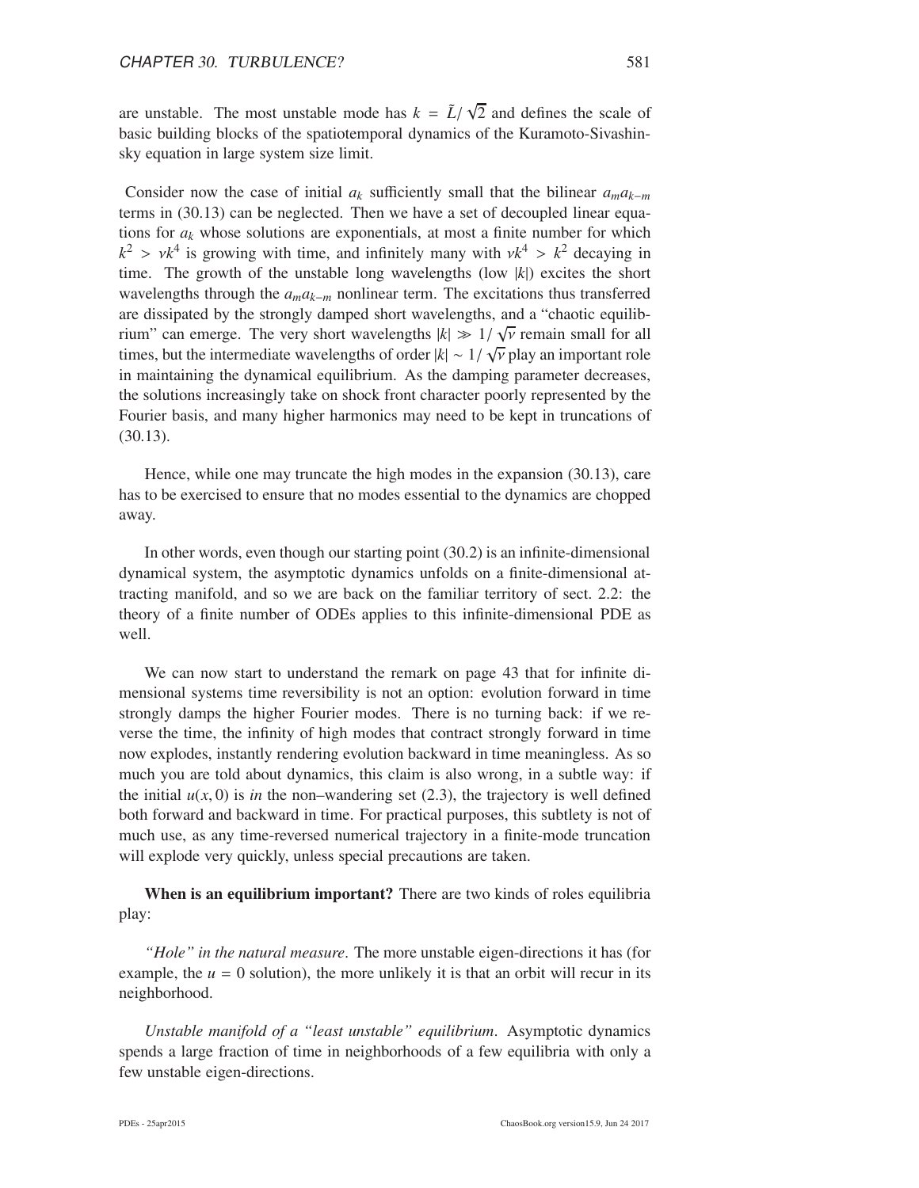are unstable. The most unstable mode has $k = \tilde{L}/\sqrt{2}$ and defines the scale of basic building blocks of the spatiotemporal dynamics of the Kuramoto-Sivashinsky equation in large system size limit.

Consider now the case of initial $a_k$ sufficiently small that the bilinear $a_m a_{k-m}$ terms in (30.13) can be neglected. Then we have a set of decoupled linear equations for $a_k$ whose solutions are exponentials, at most a finite number for which $k^2 > \nu k^4$ is growing with time, and infinitely many with $\nu k^4 > k^2$ decaying in time. The growth of the unstable long wavelengths (low $|k|$) excites the short wavelengths through the $a_m a_{k-m}$ nonlinear term. The excitations thus transferred are dissipated by the strongly damped short wavelengths, and a "chaotic equilibrium" can emerge. The very short wavelengths $|k| \gg 1/\sqrt{\nu}$ remain small for all times, but the intermediate wavelengths of order $|k| \sim 1/\sqrt{\nu}$ play an important role in maintaining the dynamical equilibrium. As the damping parameter decreases, the solutions increasingly take on shock front character poorly represented by the Fourier basis, and many higher harmonics may need to be kept in truncations of (30.13).

Hence, while one may truncate the high modes in the expansion (30.13), care has to be exercised to ensure that no modes essential to the dynamics are chopped away.

In other words, even though our starting point (30.2) is an infinite-dimensional dynamical system, the asymptotic dynamics unfolds on a finite-dimensional attracting manifold, and so we are back on the familiar territory of sect. 2.2: the theory of a finite number of ODEs applies to this infinite-dimensional PDE as well.

We can now start to understand the remark on page 43 that for infinite dimensional systems time reversibility is not an option: evolution forward in time strongly damps the higher Fourier modes. There is no turning back: if we reverse the time, the infinity of high modes that contract strongly forward in time now explodes, instantly rendering evolution backward in time meaningless. As so much you are told about dynamics, this claim is also wrong, in a subtle way: if the initial $u(x, 0)$ is *in* the non–wandering set (2.3), the trajectory is well defined both forward and backward in time. For practical purposes, this subtlety is not of much use, as any time-reversed numerical trajectory in a finite-mode truncation will explode very quickly, unless special precautions are taken.

**When is an equilibrium important?** There are two kinds of roles equilibria play:

*"Hole" in the natural measure*. The more unstable eigen-directions it has (for example, the $u = 0$ solution), the more unlikely it is that an orbit will recur in its neighborhood.

*Unstable manifold of a "least unstable" equilibrium*. Asymptotic dynamics spends a large fraction of time in neighborhoods of a few equilibria with only a few unstable eigen-directions.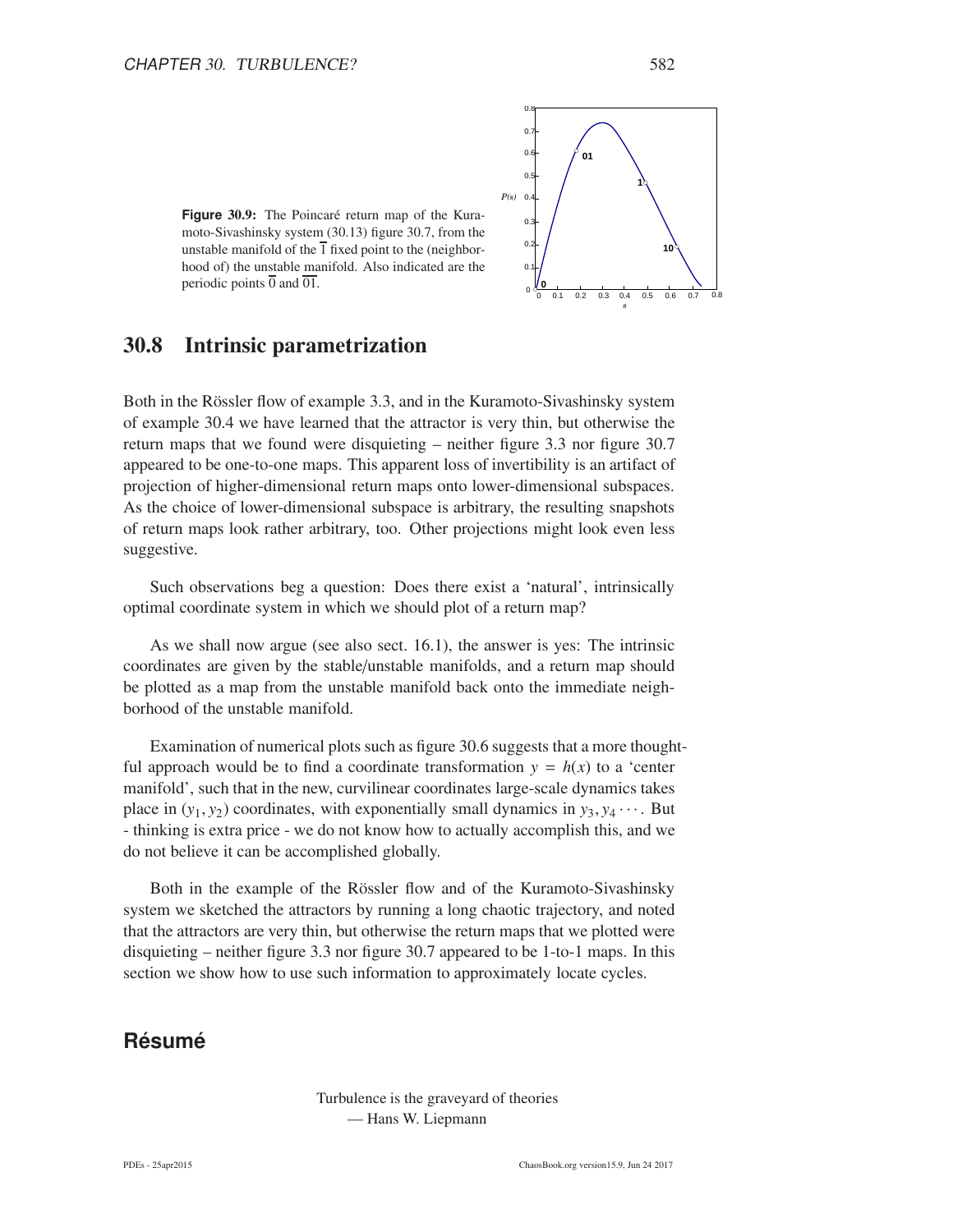**Figure 30.9:** The Poincaré return map of the Kuramoto-Sivashinsky system (30.13) figure 30.7, from the unstable manifold of the $\overline{1}$ fixed point to the (neighborhood of) the unstable manifold. Also indicated are the periodic points $\overline{0}$ and $\overline{01}$.

## 30.8 Intrinsic parametrization

Both in the Rössler flow of example 3.3, and in the Kuramoto-Sivashinsky system of example 30.4 we have learned that the attractor is very thin, but otherwise the return maps that we found were disquieting – neither figure 3.3 nor figure 30.7 appeared to be one-to-one maps. This apparent loss of invertibility is an artifact of projection of higher-dimensional return maps onto lower-dimensional subspaces. As the choice of lower-dimensional subspace is arbitrary, the resulting snapshots of return maps look rather arbitrary, too. Other projections might look even less suggestive.

Such observations beg a question: Does there exist a 'natural', intrinsically optimal coordinate system in which we should plot of a return map?

As we shall now argue (see also sect. 16.1), the answer is yes: The intrinsic coordinates are given by the stable/unstable manifolds, and a return map should be plotted as a map from the unstable manifold back onto the immediate neighborhood of the unstable manifold.

Examination of numerical plots such as figure 30.6 suggests that a more thoughtful approach would be to find a coordinate transformation $y = h(x)$ to a 'center manifold', such that in the new, curvilinear coordinates large-scale dynamics takes place in $(y_1, y_2)$ coordinates, with exponentially small dynamics in $y_3, y_4 \cdots$. But - thinking is extra price - we do not know how to actually accomplish this, and we do not believe it can be accomplished globally.

Both in the example of the Rössler flow and of the Kuramoto-Sivashinsky system we sketched the attractors by running a long chaotic trajectory, and noted that the attractors are very thin, but otherwise the return maps that we plotted were disquieting – neither figure 3.3 nor figure 30.7 appeared to be 1-to-1 maps. In this section we show how to use such information to approximately locate cycles.

## Résumé

Turbulence is the graveyard of theories
— Hans W. Liepmann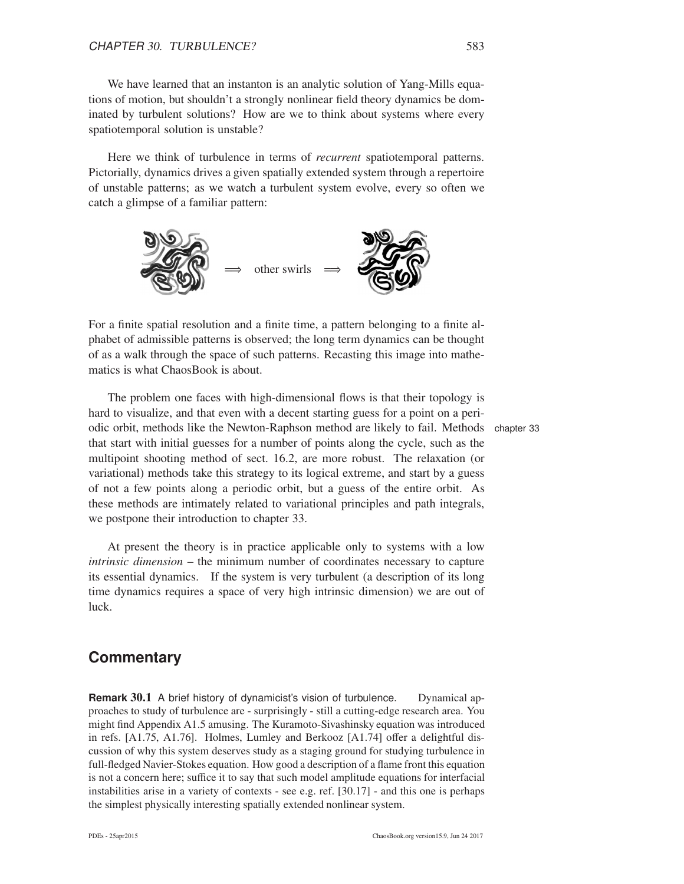We have learned that an instanton is an analytic solution of Yang-Mills equations of motion, but shouldn't a strongly nonlinear field theory dynamics be dominated by turbulent solutions? How are we to think about systems where every spatiotemporal solution is unstable?

Here we think of turbulence in terms of *recurrent* spatiotemporal patterns. Pictorially, dynamics drives a given spatially extended system through a repertoire of unstable patterns; as we watch a turbulent system evolve, every so often we catch a glimpse of a familiar pattern:

$\Longrightarrow$ other swirls $\Longrightarrow$

For a finite spatial resolution and a finite time, a pattern belonging to a finite alphabet of admissible patterns is observed; the long term dynamics can be thought of as a walk through the space of such patterns. Recasting this image into mathematics is what ChaosBook is about.

The problem one faces with high-dimensional flows is that their topology is hard to visualize, and that even with a decent starting guess for a point on a periodic orbit, methods like the Newton-Raphson method are likely to fail. Methods that start with initial guesses for a number of points along the cycle, such as the multipoint shooting method of sect. 16.2, are more robust. The relaxation (or variational) methods take this strategy to its logical extreme, and start by a guess of not a few points along a periodic orbit, but a guess of the entire orbit. As these methods are intimately related to variational principles and path integrals, we postpone their introduction to chapter 33.

chapter 33

At present the theory is in practice applicable only to systems with a low *intrinsic dimension* – the minimum number of coordinates necessary to capture its essential dynamics. If the system is very turbulent (a description of its long time dynamics requires a space of very high intrinsic dimension) we are out of luck.

## Commentary

**Remark 30.1** A brief history of dynamicist's vision of turbulence. Dynamical approaches to study of turbulence are - surprisingly - still a cutting-edge research area. You might find Appendix A1.5 amusing. The Kuramoto-Sivashinsky equation was introduced in refs. [A1.75, A1.76]. Holmes, Lumley and Berkooz [A1.74] offer a delightful discussion of why this system deserves study as a staging ground for studying turbulence in full-fledged Navier-Stokes equation. How good a description of a flame front this equation is not a concern here; suffice it to say that such model amplitude equations for interfacial instabilities arise in a variety of contexts - see e.g. ref. [30.17] - and this one is perhaps the simplest physically interesting spatially extended nonlinear system.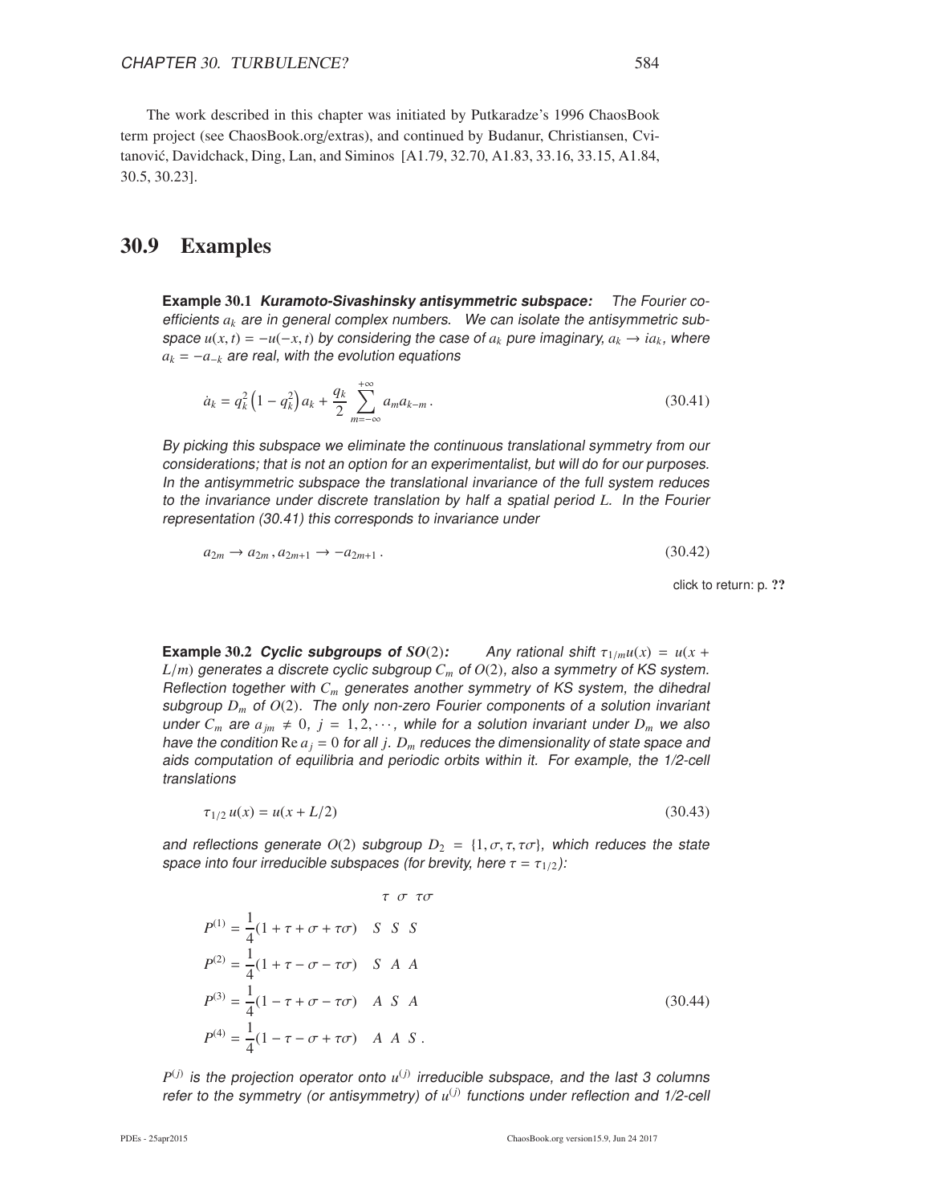The work described in this chapter was initiated by Putkaradze's 1996 ChaosBook term project (see ChaosBook.org/extras), and continued by Budanur, Christiansen, Cvitanović, Davidchack, Ding, Lan, and Siminos [A1.79, 32.70, A1.83, 33.16, 33.15, A1.84, 30.5, 30.23].

## 30.9 Examples

**Example 30.1** ***Kuramoto-Sivashinsky antisymmetric subspace:*** *The Fourier coefficients $a_k$ are in general complex numbers. We can isolate the antisymmetric subspace $u(x,t) = -u(-x,t)$ by considering the case of $a_k$ pure imaginary, $a_k \to i a_k$, where $a_k = -a_{-k}$ are real, with the evolution equations*

$$\dot{a}_k = q_k^2 \left(1 - q_k^2\right) a_k + \frac{q_k}{2} \sum_{m=-\infty}^{+\infty} a_m a_{k-m} \,. \tag{30.41}$$

*By picking this subspace we eliminate the continuous translational symmetry from our considerations; that is not an option for an experimentalist, but will do for our purposes. In the antisymmetric subspace the translational invariance of the full system reduces to the invariance under discrete translation by half a spatial period $L$. In the Fourier representation (30.41) this corresponds to invariance under*

$$a_{2m} \to a_{2m} \,, a_{2m+1} \to -a_{2m+1} \,. \tag{30.42}$$

click to return: p. ??

**Example 30.2** ***Cyclic subgroups of $SO(2)$:*** *Any rational shift $\tau_{1/m} u(x) = u(x + L/m)$ generates a discrete cyclic subgroup $C_m$ of $O(2)$, also a symmetry of KS system. Reflection together with $C_m$ generates another symmetry of KS system, the dihedral subgroup $D_m$ of $O(2)$. The only non-zero Fourier components of a solution invariant under $C_m$ are $a_{jm} \neq 0$, $j = 1, 2, \cdots$, while for a solution invariant under $D_m$ we also have the condition $\mathrm{Re}\, a_j = 0$ for all $j$. $D_m$ reduces the dimensionality of state space and aids computation of equilibria and periodic orbits within it. For example, the 1/2-cell translations*

$$\tau_{1/2}\, u(x) = u(x + L/2) \tag{30.43}$$

*and reflections generate $O(2)$ subgroup $D_2 = \{1, \sigma, \tau, \tau\sigma\}$, which reduces the state space into four irreducible subspaces (for brevity, here $\tau = \tau_{1/2}$):*

$$\begin{array}{llll}
 & \tau & \sigma & \tau\sigma \\
P^{(1)} = \frac{1}{4}(1 + \tau + \sigma + \tau\sigma) & S & S & S \\
P^{(2)} = \frac{1}{4}(1 + \tau - \sigma - \tau\sigma) & S & A & A \\
P^{(3)} = \frac{1}{4}(1 - \tau + \sigma - \tau\sigma) & A & S & A \\
P^{(4)} = \frac{1}{4}(1 - \tau - \sigma + \tau\sigma) & A & A & S \,.
\end{array} \tag{30.44}$$

*$P^{(j)}$ is the projection operator onto $u^{(j)}$ irreducible subspace, and the last 3 columns refer to the symmetry (or antisymmetry) of $u^{(j)}$ functions under reflection and 1/2-cell*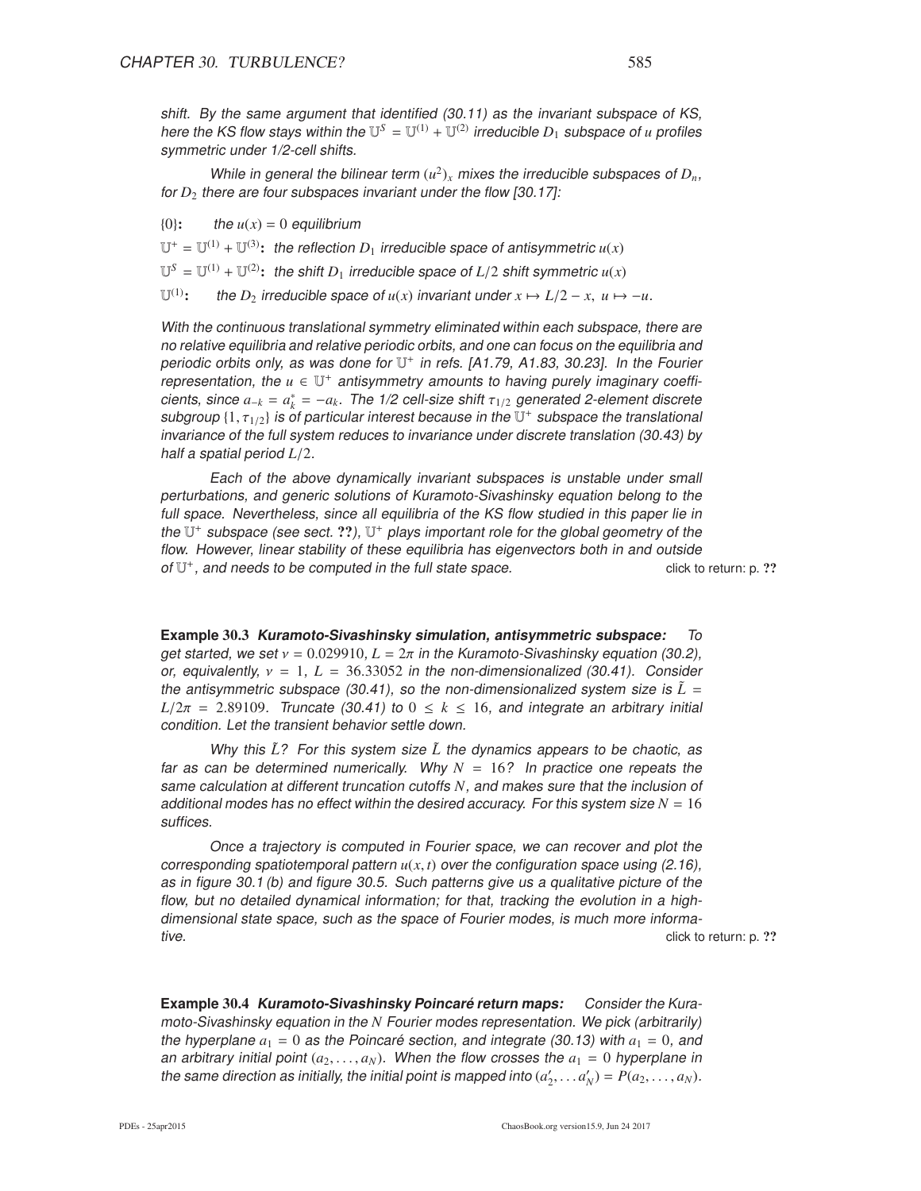*shift. By the same argument that identified (30.11) as the invariant subspace of KS, here the KS flow stays within the $\mathbb{U}^S = \mathbb{U}^{(1)} + \mathbb{U}^{(2)}$ irreducible $D_1$ subspace of $u$ profiles symmetric under 1/2-cell shifts.*

*While in general the bilinear term $(u^2)_x$ mixes the irreducible subspaces of $D_n$, for $D_2$ there are four subspaces invariant under the flow [30.17]:*

$\{0\}$**:** *the $u(x) = 0$ equilibrium*

$\mathbb{U}^+ = \mathbb{U}^{(1)} + \mathbb{U}^{(3)}$**:** *the reflection $D_1$ irreducible space of antisymmetric $u(x)$*

$\mathbb{U}^S = \mathbb{U}^{(1)} + \mathbb{U}^{(2)}$**:** *the shift $D_1$ irreducible space of $L/2$ shift symmetric $u(x)$*

$\mathbb{U}^{(1)}$**:** *the $D_2$ irreducible space of $u(x)$ invariant under $x \mapsto L/2 - x,\ u \mapsto -u$.*

*With the continuous translational symmetry eliminated within each subspace, there are no relative equilibria and relative periodic orbits, and one can focus on the equilibria and periodic orbits only, as was done for $\mathbb{U}^+$ in refs. [A1.79, A1.83, 30.23]. In the Fourier representation, the $u \in \mathbb{U}^+$ antisymmetry amounts to having purely imaginary coefficients, since $a_{-k} = a_k^* = -a_k$. The 1/2 cell-size shift $\tau_{1/2}$ generated 2-element discrete subgroup $\{1, \tau_{1/2}\}$ is of particular interest because in the $\mathbb{U}^+$ subspace the translational invariance of the full system reduces to invariance under discrete translation (30.43) by half a spatial period $L/2$.*

*Each of the above dynamically invariant subspaces is unstable under small perturbations, and generic solutions of Kuramoto-Sivashinsky equation belong to the full space. Nevertheless, since all equilibria of the KS flow studied in this paper lie in the $\mathbb{U}^+$ subspace (see sect. ??), $\mathbb{U}^+$ plays important role for the global geometry of the flow. However, linear stability of these equilibria has eigenvectors both in and outside of $\mathbb{U}^+$, and needs to be computed in the full state space.* click to return: p. ??

**Example 30.3** ***Kuramoto-Sivashinsky simulation, antisymmetric subspace:*** *To get started, we set $\nu = 0.029910$, $L = 2\pi$ in the Kuramoto-Sivashinsky equation (30.2), or, equivalently, $\nu = 1$, $L = 36.33052$ in the non-dimensionalized (30.41). Consider the antisymmetric subspace (30.41), so the non-dimensionalized system size is $\tilde{L} = L/2\pi = 2.89109$. Truncate (30.41) to $0 \leq k \leq 16$, and integrate an arbitrary initial condition. Let the transient behavior settle down.*

*Why this $\tilde{L}$? For this system size $\tilde{L}$ the dynamics appears to be chaotic, as far as can be determined numerically. Why $N = 16$? In practice one repeats the same calculation at different truncation cutoffs $N$, and makes sure that the inclusion of additional modes has no effect within the desired accuracy. For this system size $N = 16$ suffices.*

*Once a trajectory is computed in Fourier space, we can recover and plot the corresponding spatiotemporal pattern $u(x, t)$ over the configuration space using (2.16), as in figure 30.1 (b) and figure 30.5. Such patterns give us a qualitative picture of the flow, but no detailed dynamical information; for that, tracking the evolution in a high-dimensional state space, such as the space of Fourier modes, is much more informative.* click to return: p. ??

**Example 30.4** ***Kuramoto-Sivashinsky Poincaré return maps:*** *Consider the Kuramoto-Sivashinsky equation in the $N$ Fourier modes representation. We pick (arbitrarily) the hyperplane $a_1 = 0$ as the Poincaré section, and integrate (30.13) with $a_1 = 0$, and an arbitrary initial point $(a_2, \ldots, a_N)$. When the flow crosses the $a_1 = 0$ hyperplane in the same direction as initially, the initial point is mapped into $(a'_2, \ldots a'_N) = P(a_2, \ldots, a_N)$.*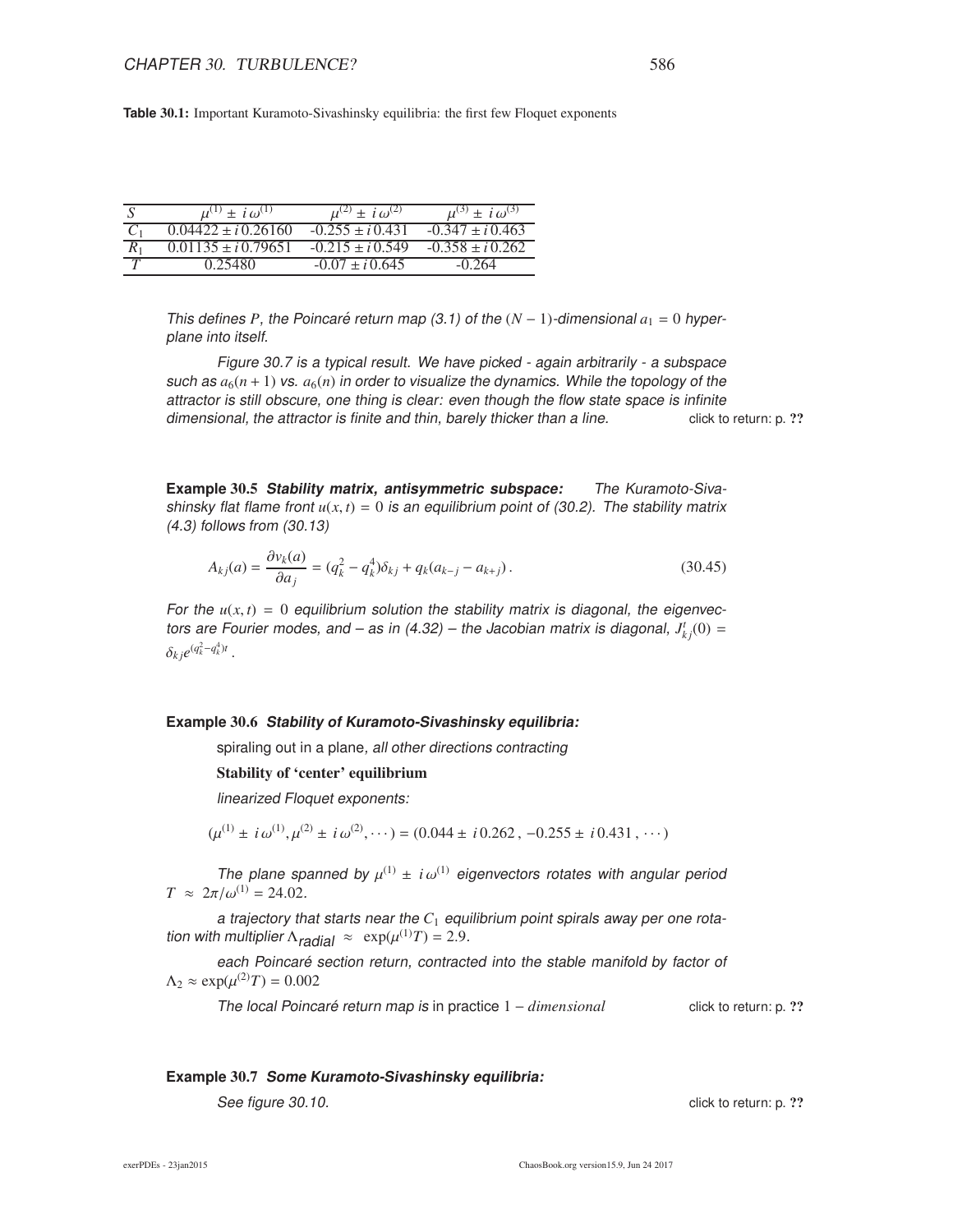**Table 30.1:** Important Kuramoto-Sivashinsky equilibria: the first few Floquet exponents

| $S$ | $\mu^{(1)} \pm i\,\omega^{(1)}$ | $\mu^{(2)} \pm i\,\omega^{(2)}$ | $\mu^{(3)} \pm i\,\omega^{(3)}$ |
|---|---|---|---|
| $C_1$ | $0.04422 \pm i\,0.26160$ | $-0.255 \pm i\,0.431$ | $-0.347 \pm i\,0.463$ |
| $R_1$ | $0.01135 \pm i\,0.79651$ | $-0.215 \pm i\,0.549$ | $-0.358 \pm i\,0.262$ |
| $T$ | $0.25480$ | $-0.07 \pm i\,0.645$ | $-0.264$ |

*This defines $P$, the Poincaré return map (3.1) of the $(N-1)$-dimensional $a_1 = 0$ hyperplane into itself.*

*Figure 30.7 is a typical result. We have picked - again arbitrarily - a subspace such as $a_6(n+1)$ vs. $a_6(n)$ in order to visualize the dynamics. While the topology of the attractor is still obscure, one thing is clear: even though the flow state space is infinite dimensional, the attractor is finite and thin, barely thicker than a line.* click to return: p. ??

**Example 30.5** ***Stability matrix, antisymmetric subspace:*** *The Kuramoto-Sivashinsky flat flame front $u(x,t) = 0$ is an equilibrium point of (30.2). The stability matrix (4.3) follows from (30.13)*

$$A_{kj}(a) = \frac{\partial v_k(a)}{\partial a_j} = (q_k^2 - q_k^4)\delta_{kj} + q_k(a_{k-j} - a_{k+j})\,. \tag{30.45}$$

*For the $u(x,t) = 0$ equilibrium solution the stability matrix is diagonal, the eigenvectors are Fourier modes, and – as in (4.32) – the Jacobian matrix is diagonal, $J^t_{kj}(0) = \delta_{kj} e^{(q_k^2 - q_k^4)t}$.*

**Example 30.6** ***Stability of Kuramoto-Sivashinsky equilibria:***

spiraling out in a plane, *all other directions contracting*

**Stability of 'center' equilibrium**

*linearized Floquet exponents:*

$$(\mu^{(1)} \pm i\,\omega^{(1)}, \mu^{(2)} \pm i\,\omega^{(2)}, \cdots) = (0.044 \pm i\,0.262\,,\ -0.255 \pm i\,0.431\,,\ \cdots)$$

*The plane spanned by $\mu^{(1)} \pm i\,\omega^{(1)}$ eigenvectors rotates with angular period $T \approx 2\pi/\omega^{(1)} = 24.02$.*

*a trajectory that starts near the $C_1$ equilibrium point spirals away per one rotation with multiplier $\Lambda_{radial} \approx \exp(\mu^{(1)}T) = 2.9$.*

*each Poincaré section return, contracted into the stable manifold by factor of $\Lambda_2 \approx \exp(\mu^{(2)}T) = 0.002$*

*The local Poincaré return map is* in practice $1 - dimensional$ click to return: p. ??

**Example 30.7** ***Some Kuramoto-Sivashinsky equilibria:***

*See figure 30.10.* click to return: p. ??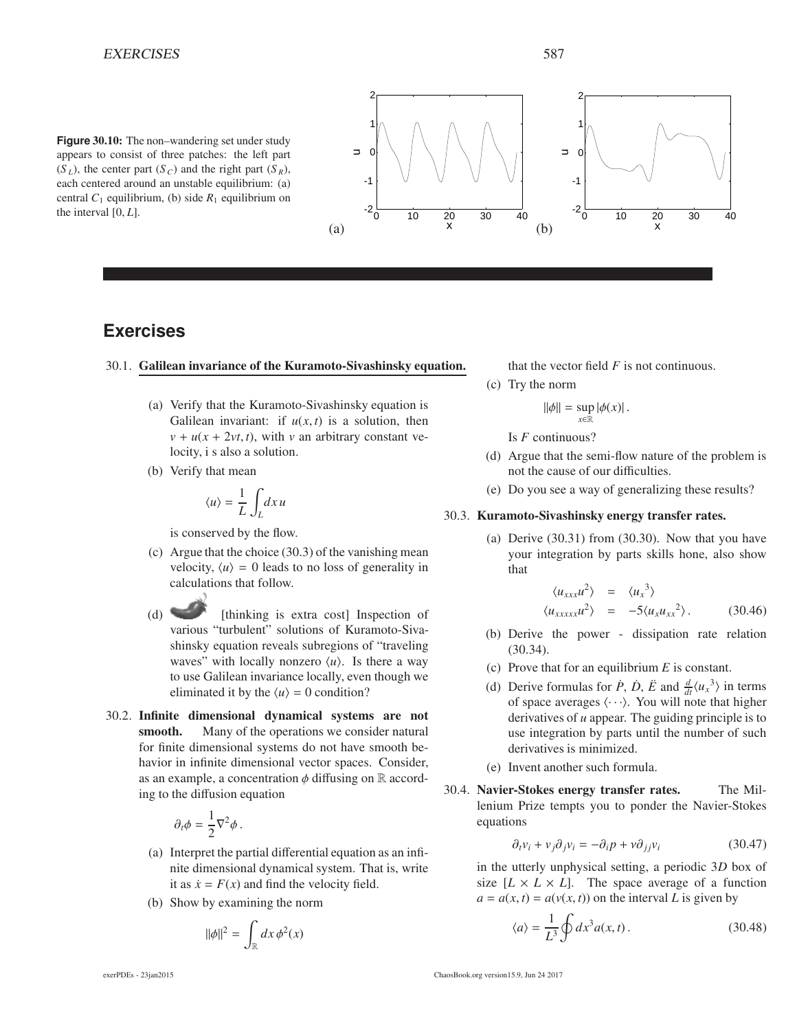**Figure 30.10:** The non–wandering set under study appears to consist of three patches: the left part ($S_L$), the center part ($S_C$) and the right part ($S_R$), each centered around an unstable equilibrium: (a) central $C_1$ equilibrium, (b) side $R_1$ equilibrium on the interval $[0, L]$.

## Exercises

30.1. **Galilean invariance of the Kuramoto-Sivashinsky equation.**

(a) Verify that the Kuramoto-Sivashinsky equation is Galilean invariant: if $u(x, t)$ is a solution, then $v + u(x + 2vt, t)$, with $v$ an arbitrary constant velocity, i s also a solution.

(b) Verify that mean

$$\langle u \rangle = \frac{1}{L} \int_L dx\, u$$

is conserved by the flow.

(c) Argue that the choice (30.3) of the vanishing mean velocity, $\langle u \rangle = 0$ leads to no loss of generality in calculations that follow.

(d) [thinking is extra cost] Inspection of various "turbulent" solutions of Kuramoto-Sivashinsky equation reveals subregions of "traveling waves" with locally nonzero $\langle u \rangle$. Is there a way to use Galilean invariance locally, even though we eliminated it by the $\langle u \rangle = 0$ condition?

30.2. **Infinite dimensional dynamical systems are not smooth.** Many of the operations we consider natural for finite dimensional systems do not have smooth behavior in infinite dimensional vector spaces. Consider, as an example, a concentration $\phi$ diffusing on $\mathbb{R}$ according to the diffusion equation

$$\partial_t \phi = \frac{1}{2} \nabla^2 \phi \,.$$

(a) Interpret the partial differential equation as an infinite dimensional dynamical system. That is, write it as $\dot{x} = F(x)$ and find the velocity field.

(b) Show by examining the norm

$$\|\phi\|^2 = \int_{\mathbb{R}} dx\, \phi^2(x)$$

that the vector field $F$ is not continuous.

(c) Try the norm

$$\|\phi\| = \sup_{x \in \mathbb{R}} |\phi(x)| \,.$$

Is $F$ continuous?

(d) Argue that the semi-flow nature of the problem is not the cause of our difficulties.

(e) Do you see a way of generalizing these results?

30.3. **Kuramoto-Sivashinsky energy transfer rates.**

(a) Derive (30.31) from (30.30). Now that you have your integration by parts skills hone, also show that

$$\begin{aligned} \langle u_{xxx} u^2 \rangle &= \langle {u_x}^3 \rangle \\ \langle u_{xxxxx} u^2 \rangle &= -5 \langle u_x {u_{xx}}^2 \rangle \,. \end{aligned} \qquad (30.46)$$

(b) Derive the power - dissipation rate relation (30.34).

(c) Prove that for an equilibrium $E$ is constant.

(d) Derive formulas for $\dot{P}$, $\dot{D}$, $\ddot{E}$ and $\frac{d}{dt}\langle {u_x}^3 \rangle$ in terms of space averages $\langle \cdots \rangle$. You will note that higher derivatives of $u$ appear. The guiding principle is to use integration by parts until the number of such derivatives is minimized.

(e) Invent another such formula.

30.4. **Navier-Stokes energy transfer rates.** The Millenium Prize tempts you to ponder the Navier-Stokes equations

$$\partial_t v_i + v_j \partial_j v_i = -\partial_i p + \nu \partial_{jj} v_i \qquad (30.47)$$

in the utterly unphysical setting, a periodic $3D$ box of size $[L \times L \times L]$. The space average of a function $a = a(x, t) = a(v(x, t))$ on the interval $L$ is given by

$$\langle a \rangle = \frac{1}{L^3} \oint dx^3 a(x, t) \,. \qquad (30.48)$$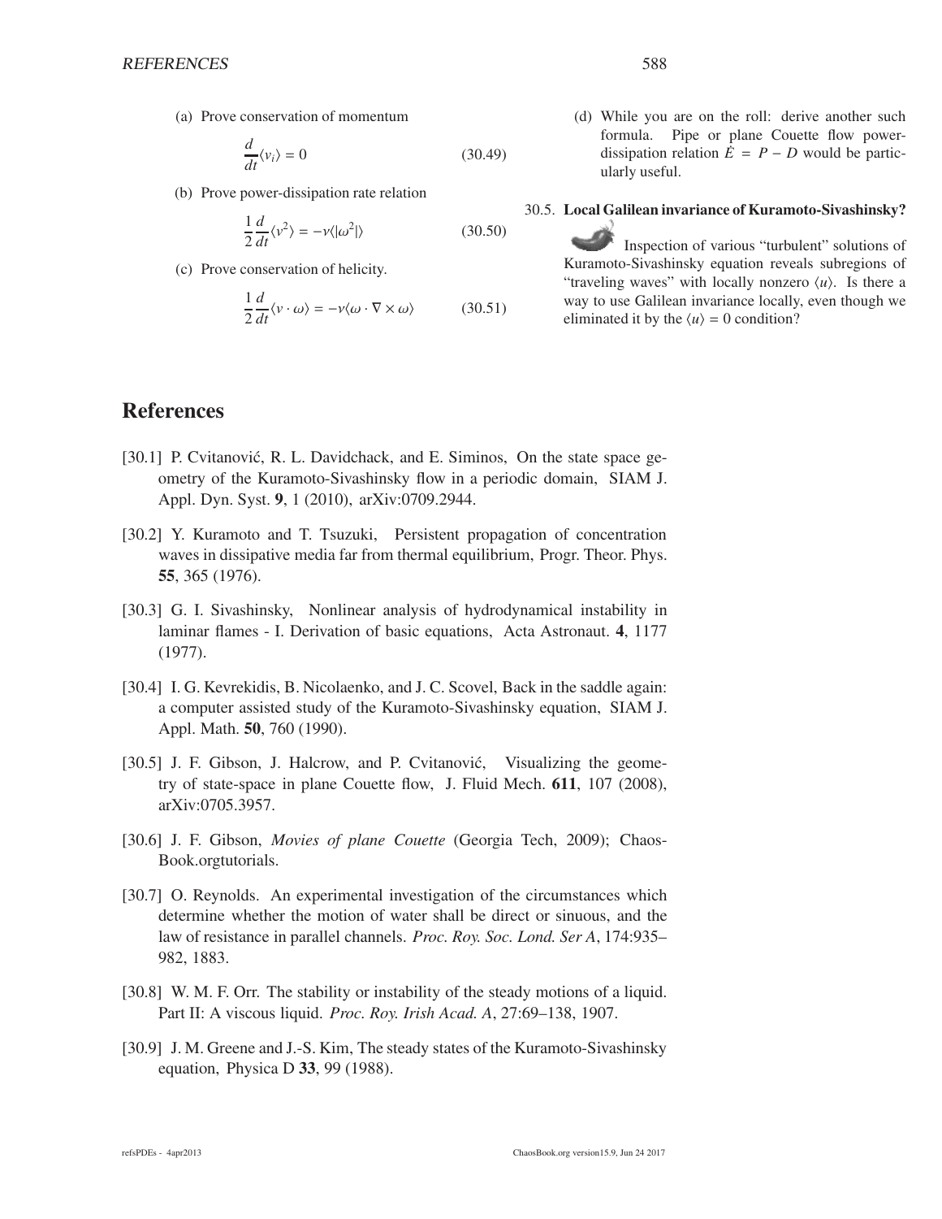(a) Prove conservation of momentum

$$\frac{d}{dt}\langle v_i \rangle = 0 \tag{30.49}$$

(b) Prove power-dissipation rate relation

$$\frac{1}{2}\frac{d}{dt}\langle v^2 \rangle = -\nu \langle |\omega^2| \rangle \tag{30.50}$$

(c) Prove conservation of helicity.

$$\frac{1}{2}\frac{d}{dt}\langle v \cdot \omega \rangle = -\nu \langle \omega \cdot \nabla \times \omega \rangle \tag{30.51}$$

(d) While you are on the roll: derive another such formula. Pipe or plane Couette flow power-dissipation relation $\dot{E} = P - D$ would be particularly useful.

30.5. **Local Galilean invariance of Kuramoto-Sivashinsky?**

Inspection of various "turbulent" solutions of Kuramoto-Sivashinsky equation reveals subregions of "traveling waves" with locally nonzero $\langle u \rangle$. Is there a way to use Galilean invariance locally, even though we eliminated it by the $\langle u \rangle = 0$ condition?

## References

[30.1] P. Cvitanović, R. L. Davidchack, and E. Siminos, On the state space geometry of the Kuramoto-Sivashinsky flow in a periodic domain, SIAM J. Appl. Dyn. Syst. **9**, 1 (2010), arXiv:0709.2944.

[30.2] Y. Kuramoto and T. Tsuzuki, Persistent propagation of concentration waves in dissipative media far from thermal equilibrium, Progr. Theor. Phys. **55**, 365 (1976).

[30.3] G. I. Sivashinsky, Nonlinear analysis of hydrodynamical instability in laminar flames - I. Derivation of basic equations, Acta Astronaut. **4**, 1177 (1977).

[30.4] I. G. Kevrekidis, B. Nicolaenko, and J. C. Scovel, Back in the saddle again: a computer assisted study of the Kuramoto-Sivashinsky equation, SIAM J. Appl. Math. **50**, 760 (1990).

[30.5] J. F. Gibson, J. Halcrow, and P. Cvitanović, Visualizing the geometry of state-space in plane Couette flow, J. Fluid Mech. **611**, 107 (2008), arXiv:0705.3957.

[30.6] J. F. Gibson, *Movies of plane Couette* (Georgia Tech, 2009); ChaosBook.orgtutorials.

[30.7] O. Reynolds. An experimental investigation of the circumstances which determine whether the motion of water shall be direct or sinuous, and the law of resistance in parallel channels. *Proc. Roy. Soc. Lond. Ser A*, 174:935–982, 1883.

[30.8] W. M. F. Orr. The stability or instability of the steady motions of a liquid. Part II: A viscous liquid. *Proc. Roy. Irish Acad. A*, 27:69–138, 1907.

[30.9] J. M. Greene and J.-S. Kim, The steady states of the Kuramoto-Sivashinsky equation, Physica D **33**, 99 (1988).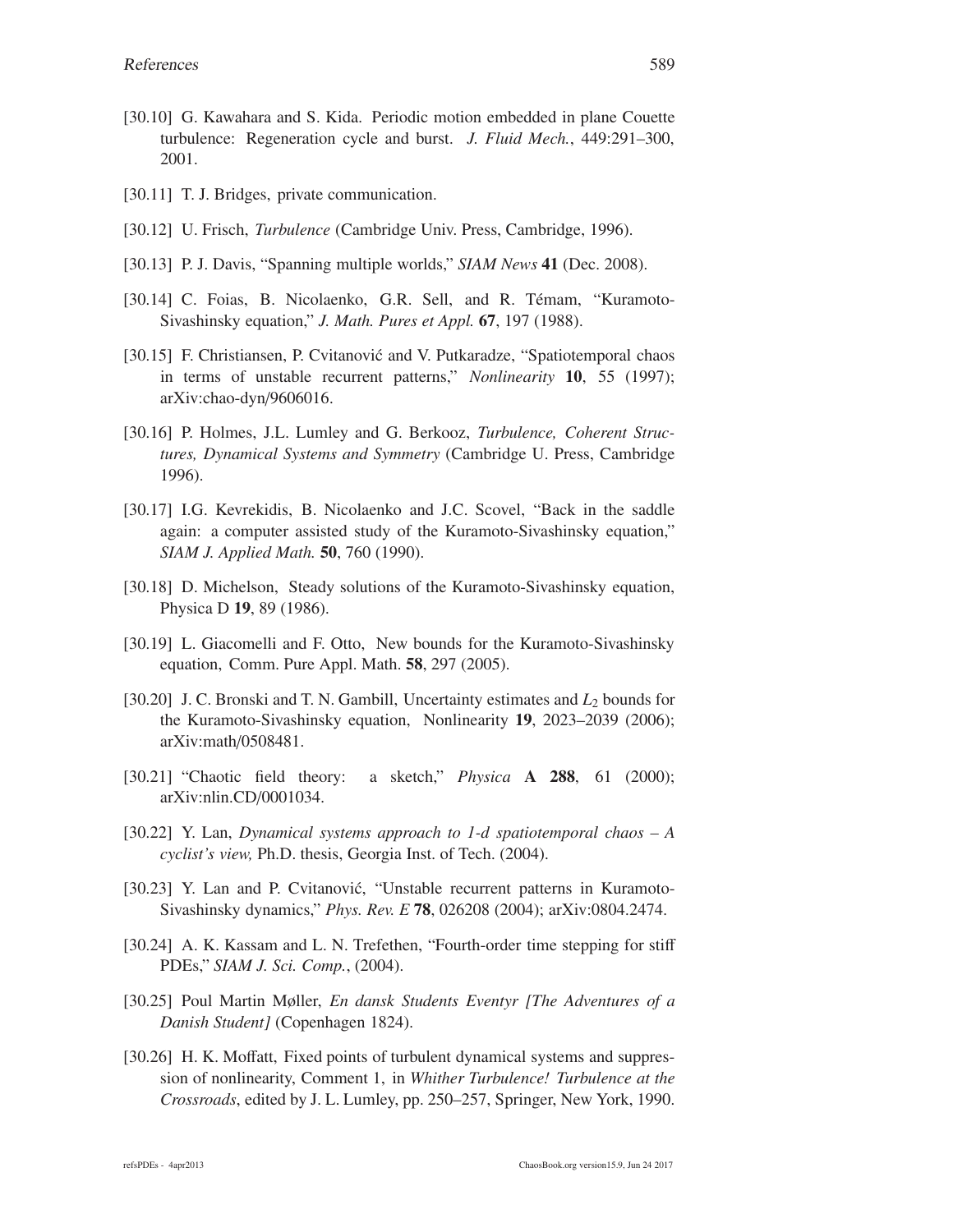[30.10] G. Kawahara and S. Kida. Periodic motion embedded in plane Couette turbulence: Regeneration cycle and burst. *J. Fluid Mech.*, 449:291–300, 2001.

[30.11] T. J. Bridges, private communication.

[30.12] U. Frisch, *Turbulence* (Cambridge Univ. Press, Cambridge, 1996).

[30.13] P. J. Davis, "Spanning multiple worlds," *SIAM News* **41** (Dec. 2008).

[30.14] C. Foias, B. Nicolaenko, G.R. Sell, and R. Témam, "Kuramoto-Sivashinsky equation," *J. Math. Pures et Appl.* **67**, 197 (1988).

[30.15] F. Christiansen, P. Cvitanović and V. Putkaradze, "Spatiotemporal chaos in terms of unstable recurrent patterns," *Nonlinearity* **10**, 55 (1997); arXiv:chao-dyn/9606016.

[30.16] P. Holmes, J.L. Lumley and G. Berkooz, *Turbulence, Coherent Structures, Dynamical Systems and Symmetry* (Cambridge U. Press, Cambridge 1996).

[30.17] I.G. Kevrekidis, B. Nicolaenko and J.C. Scovel, "Back in the saddle again: a computer assisted study of the Kuramoto-Sivashinsky equation," *SIAM J. Applied Math.* **50**, 760 (1990).

[30.18] D. Michelson, Steady solutions of the Kuramoto-Sivashinsky equation, Physica D **19**, 89 (1986).

[30.19] L. Giacomelli and F. Otto, New bounds for the Kuramoto-Sivashinsky equation, Comm. Pure Appl. Math. **58**, 297 (2005).

[30.20] J. C. Bronski and T. N. Gambill, Uncertainty estimates and $L_2$ bounds for the Kuramoto-Sivashinsky equation, Nonlinearity **19**, 2023–2039 (2006); arXiv:math/0508481.

[30.21] "Chaotic field theory: a sketch," *Physica* **A 288**, 61 (2000); arXiv:nlin.CD/0001034.

[30.22] Y. Lan, *Dynamical systems approach to 1-d spatiotemporal chaos – A cyclist's view,* Ph.D. thesis, Georgia Inst. of Tech. (2004).

[30.23] Y. Lan and P. Cvitanović, "Unstable recurrent patterns in Kuramoto-Sivashinsky dynamics," *Phys. Rev. E* **78**, 026208 (2004); arXiv:0804.2474.

[30.24] A. K. Kassam and L. N. Trefethen, "Fourth-order time stepping for stiff PDEs," *SIAM J. Sci. Comp.*, (2004).

[30.25] Poul Martin Møller, *En dansk Students Eventyr [The Adventures of a Danish Student]* (Copenhagen 1824).

[30.26] H. K. Moffatt, Fixed points of turbulent dynamical systems and suppression of nonlinearity, Comment 1, in *Whither Turbulence! Turbulence at the Crossroads*, edited by J. L. Lumley, pp. 250–257, Springer, New York, 1990.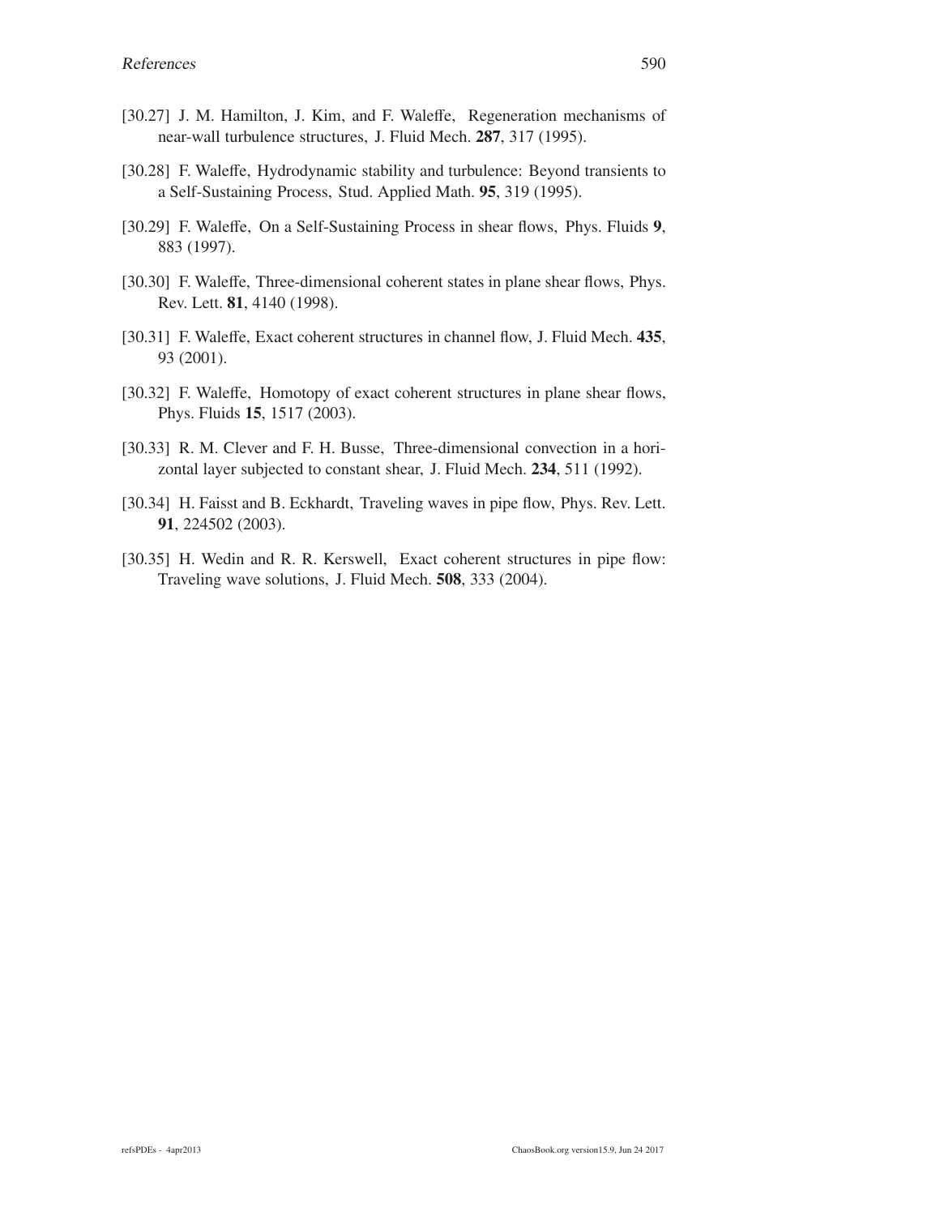[30.27] J. M. Hamilton, J. Kim, and F. Waleffe, Regeneration mechanisms of near-wall turbulence structures, J. Fluid Mech. **287**, 317 (1995).

[30.28] F. Waleffe, Hydrodynamic stability and turbulence: Beyond transients to a Self-Sustaining Process, Stud. Applied Math. **95**, 319 (1995).

[30.29] F. Waleffe, On a Self-Sustaining Process in shear flows, Phys. Fluids **9**, 883 (1997).

[30.30] F. Waleffe, Three-dimensional coherent states in plane shear flows, Phys. Rev. Lett. **81**, 4140 (1998).

[30.31] F. Waleffe, Exact coherent structures in channel flow, J. Fluid Mech. **435**, 93 (2001).

[30.32] F. Waleffe, Homotopy of exact coherent structures in plane shear flows, Phys. Fluids **15**, 1517 (2003).

[30.33] R. M. Clever and F. H. Busse, Three-dimensional convection in a horizontal layer subjected to constant shear, J. Fluid Mech. **234**, 511 (1992).

[30.34] H. Faisst and B. Eckhardt, Traveling waves in pipe flow, Phys. Rev. Lett. **91**, 224502 (2003).

[30.35] H. Wedin and R. R. Kerswell, Exact coherent structures in pipe flow: Traveling wave solutions, J. Fluid Mech. **508**, 333 (2004).